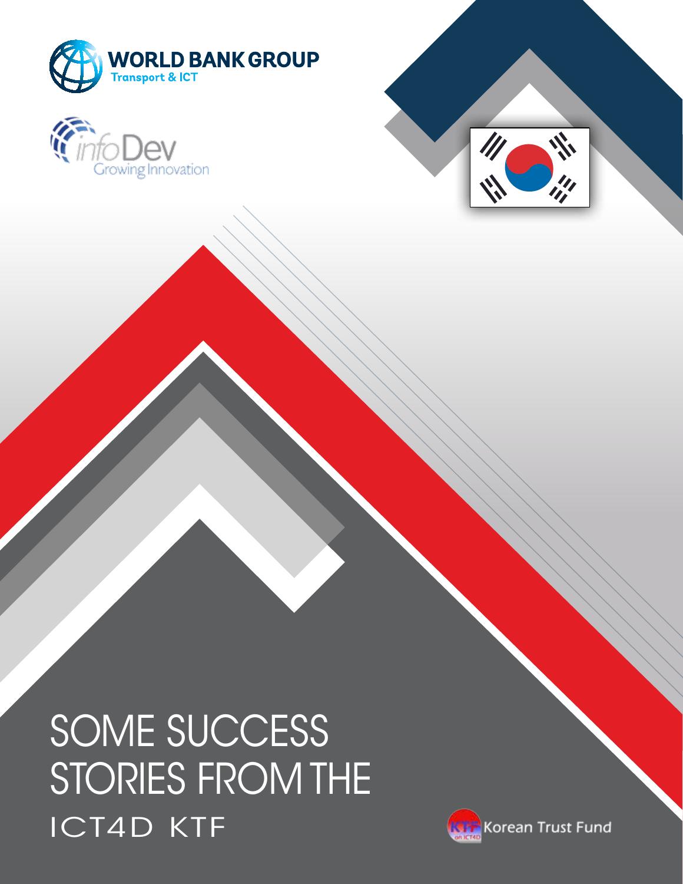WORLD BANK GROUP
Transport & ICT

infoDev
Growing Innovation

# SOME SUCCESS STORIES FROM THE ICT4D KTF

KTF on ICT4D Korean Trust Fund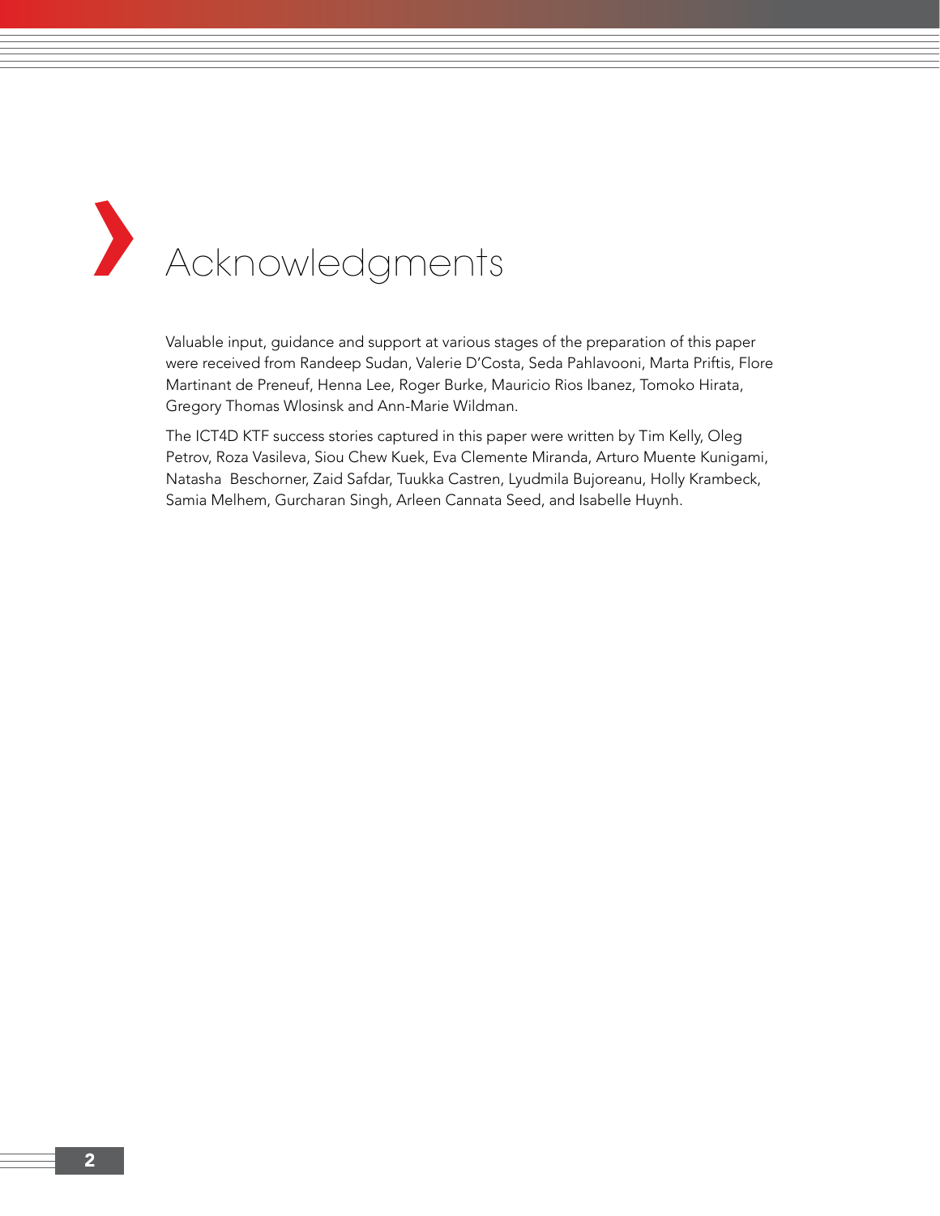# Acknowledgments

Valuable input, guidance and support at various stages of the preparation of this paper were received from Randeep Sudan, Valerie D'Costa, Seda Pahlavooni, Marta Priftis, Flore Martinant de Preneuf, Henna Lee, Roger Burke, Mauricio Rios Ibanez, Tomoko Hirata, Gregory Thomas Wlosinsk and Ann-Marie Wildman.

The ICT4D KTF success stories captured in this paper were written by Tim Kelly, Oleg Petrov, Roza Vasileva, Siou Chew Kuek, Eva Clemente Miranda, Arturo Muente Kunigami, Natasha Beschorner, Zaid Safdar, Tuukka Castren, Lyudmila Bujoreanu, Holly Krambeck, Samia Melhem, Gurcharan Singh, Arleen Cannata Seed, and Isabelle Huynh.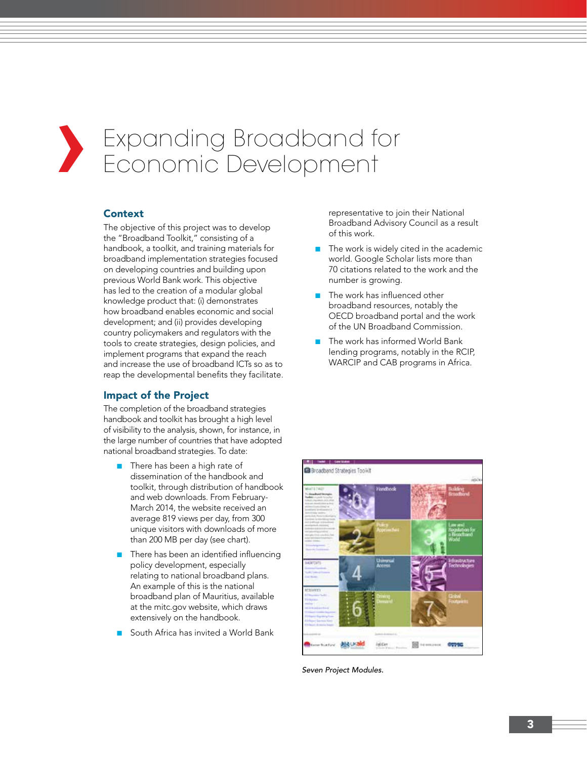# Expanding Broadband for Economic Development

## Context

The objective of this project was to develop the "Broadband Toolkit," consisting of a handbook, a toolkit, and training materials for broadband implementation strategies focused on developing countries and building upon previous World Bank work. This objective has led to the creation of a modular global knowledge product that: (i) demonstrates how broadband enables economic and social development; and (ii) provides developing country policymakers and regulators with the tools to create strategies, design policies, and implement programs that expand the reach and increase the use of broadband ICTs so as to reap the developmental benefits they facilitate.

## Impact of the Project

The completion of the broadband strategies handbook and toolkit has brought a high level of visibility to the analysis, shown, for instance, in the large number of countries that have adopted national broadband strategies. To date:

- There has been a high rate of dissemination of the handbook and toolkit, through distribution of handbook and web downloads. From February-March 2014, the website received an average 819 views per day, from 300 unique visitors with downloads of more than 200 MB per day (see chart).
- There has been an identified influencing policy development, especially relating to national broadband plans. An example of this is the national broadband plan of Mauritius, available at the mitc.gov website, which draws extensively on the handbook.
- South Africa has invited a World Bank representative to join their National Broadband Advisory Council as a result of this work.
- The work is widely cited in the academic world. Google Scholar lists more than 70 citations related to the work and the number is growing.
- The work has influenced other broadband resources, notably the OECD broadband portal and the work of the UN Broadband Commission.
- The work has informed World Bank lending programs, notably in the RCIP, WARCIP and CAB programs in Africa.

*Seven Project Modules.*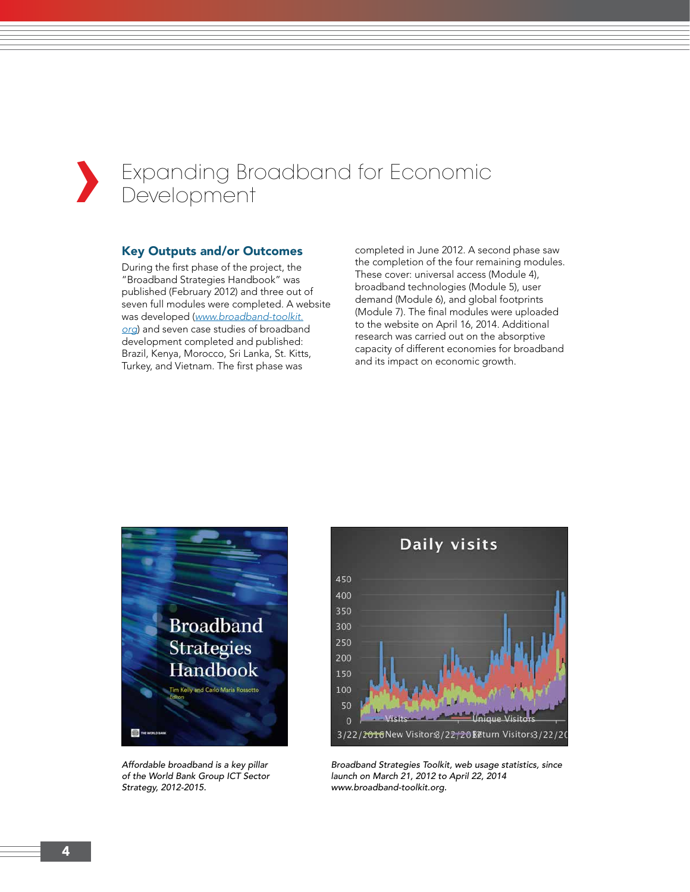# Expanding Broadband for Economic Development

### Key Outputs and/or Outcomes

During the first phase of the project, the "Broadband Strategies Handbook" was published (February 2012) and three out of seven full modules were completed. A website was developed (www.broadband-toolkit.org) and seven case studies of broadband development completed and published: Brazil, Kenya, Morocco, Sri Lanka, St. Kitts, Turkey, and Vietnam. The first phase was completed in June 2012. A second phase saw the completion of the four remaining modules. These cover: universal access (Module 4), broadband technologies (Module 5), user demand (Module 6), and global footprints (Module 7). The final modules were uploaded to the website on April 16, 2014. Additional research was carried out on the absorptive capacity of different economies for broadband and its impact on economic growth.

*Affordable broadband is a key pillar of the World Bank Group ICT Sector Strategy, 2012-2015.*

*Broadband Strategies Toolkit, web usage statistics, since launch on March 21, 2012 to April 22, 2014 www.broadband-toolkit.org.*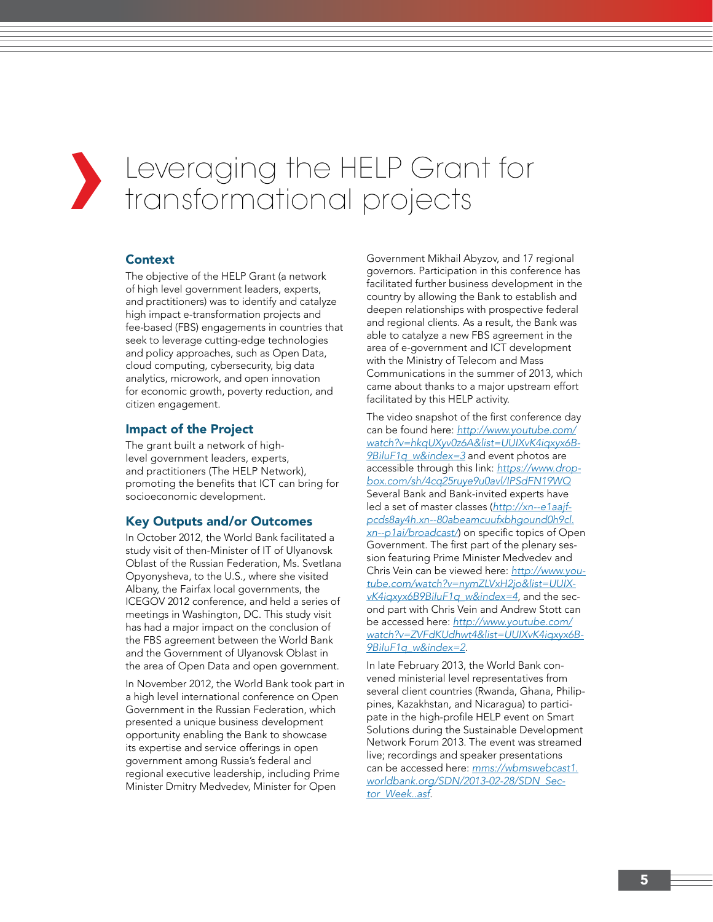# Leveraging the HELP Grant for transformational projects

## Context

The objective of the HELP Grant (a network of high level government leaders, experts, and practitioners) was to identify and catalyze high impact e-transformation projects and fee-based (FBS) engagements in countries that seek to leverage cutting-edge technologies and policy approaches, such as Open Data, cloud computing, cybersecurity, big data analytics, microwork, and open innovation for economic growth, poverty reduction, and citizen engagement.

## Impact of the Project

The grant built a network of high-level government leaders, experts, and practitioners (The HELP Network), promoting the benefits that ICT can bring for socioeconomic development.

## Key Outputs and/or Outcomes

In October 2012, the World Bank facilitated a study visit of then-Minister of IT of Ulyanovsk Oblast of the Russian Federation, Ms. Svetlana Opyonysheva, to the U.S., where she visited Albany, the Fairfax local governments, the ICEGOV 2012 conference, and held a series of meetings in Washington, DC. This study visit has had a major impact on the conclusion of the FBS agreement between the World Bank and the Government of Ulyanovsk Oblast in the area of Open Data and open government.

In November 2012, the World Bank took part in a high level international conference on Open Government in the Russian Federation, which presented a unique business development opportunity enabling the Bank to showcase its expertise and service offerings in open government among Russia's federal and regional executive leadership, including Prime Minister Dmitry Medvedev, Minister for Open Government Mikhail Abyzov, and 17 regional governors. Participation in this conference has facilitated further business development in the country by allowing the Bank to establish and deepen relationships with prospective federal and regional clients. As a result, the Bank was able to catalyze a new FBS agreement in the area of e-government and ICT development with the Ministry of Telecom and Mass Communications in the summer of 2013, which came about thanks to a major upstream effort facilitated by this HELP activity.

The video snapshot of the first conference day can be found here: http://www.youtube.com/watch?v=hkqUXyv0z6A&list=UUIXvK4iqxyx6B-9BiluF1q_w&index=3 and event photos are accessible through this link: https://www.dropbox.com/sh/4cq25ruye9u0avl/IPSdFN19WQ Several Bank and Bank-invited experts have led a set of master classes (http://xn--e1aajf-pcds8ay4h.xn--80abeamcuufxbhgound0h9cl.xn--p1ai/broadcast/) on specific topics of Open Government. The first part of the plenary session featuring Prime Minister Medvedev and Chris Vein can be viewed here: http://www.youtube.com/watch?v=nymZLVxH2jo&list=UUIXvK4iqxyx6B9BiluF1q_w&index=4, and the second part with Chris Vein and Andrew Stott can be accessed here: http://www.youtube.com/watch?v=ZVFdKUdhwt4&list=UUIXvK4iqxyx6B-9BiluF1q_w&index=2.

In late February 2013, the World Bank convened ministerial level representatives from several client countries (Rwanda, Ghana, Philippines, Kazakhstan, and Nicaragua) to participate in the high-profile HELP event on Smart Solutions during the Sustainable Development Network Forum 2013. The event was streamed live; recordings and speaker presentations can be accessed here: mms://wbmswebcast1.worldbank.org/SDN/2013-02-28/SDN_Sector_Week..asf.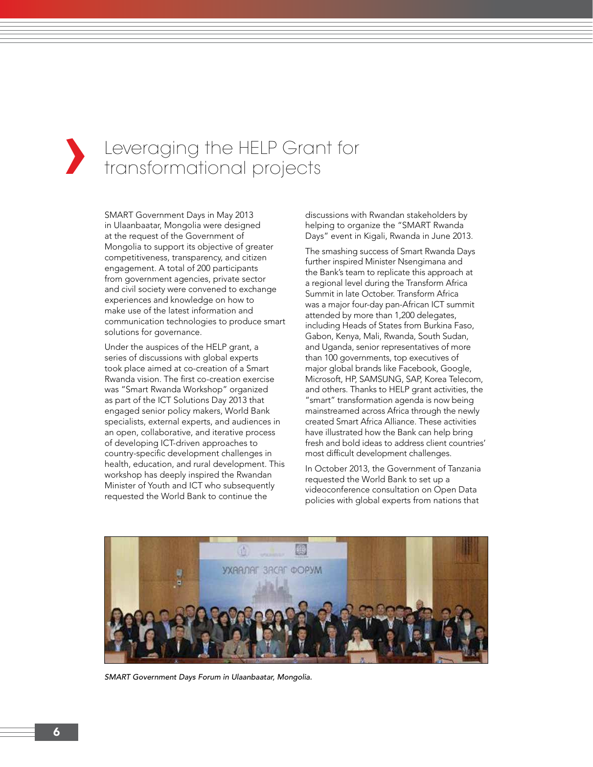# Leveraging the HELP Grant for transformational projects

SMART Government Days in May 2013 in Ulaanbaatar, Mongolia were designed at the request of the Government of Mongolia to support its objective of greater competitiveness, transparency, and citizen engagement. A total of 200 participants from government agencies, private sector and civil society were convened to exchange experiences and knowledge on how to make use of the latest information and communication technologies to produce smart solutions for governance.

Under the auspices of the HELP grant, a series of discussions with global experts took place aimed at co-creation of a Smart Rwanda vision. The first co-creation exercise was "Smart Rwanda Workshop" organized as part of the ICT Solutions Day 2013 that engaged senior policy makers, World Bank specialists, external experts, and audiences in an open, collaborative, and iterative process of developing ICT-driven approaches to country-specific development challenges in health, education, and rural development. This workshop has deeply inspired the Rwandan Minister of Youth and ICT who subsequently requested the World Bank to continue the discussions with Rwandan stakeholders by helping to organize the "SMART Rwanda Days" event in Kigali, Rwanda in June 2013.

The smashing success of Smart Rwanda Days further inspired Minister Nsengimana and the Bank's team to replicate this approach at a regional level during the Transform Africa Summit in late October. Transform Africa was a major four-day pan-African ICT summit attended by more than 1,200 delegates, including Heads of States from Burkina Faso, Gabon, Kenya, Mali, Rwanda, South Sudan, and Uganda, senior representatives of more than 100 governments, top executives of major global brands like Facebook, Google, Microsoft, HP, SAMSUNG, SAP, Korea Telecom, and others. Thanks to HELP grant activities, the "smart" transformation agenda is now being mainstreamed across Africa through the newly created Smart Africa Alliance. These activities have illustrated how the Bank can help bring fresh and bold ideas to address client countries' most difficult development challenges.

In October 2013, the Government of Tanzania requested the World Bank to set up a videoconference consultation on Open Data policies with global experts from nations that

*SMART Government Days Forum in Ulaanbaatar, Mongolia.*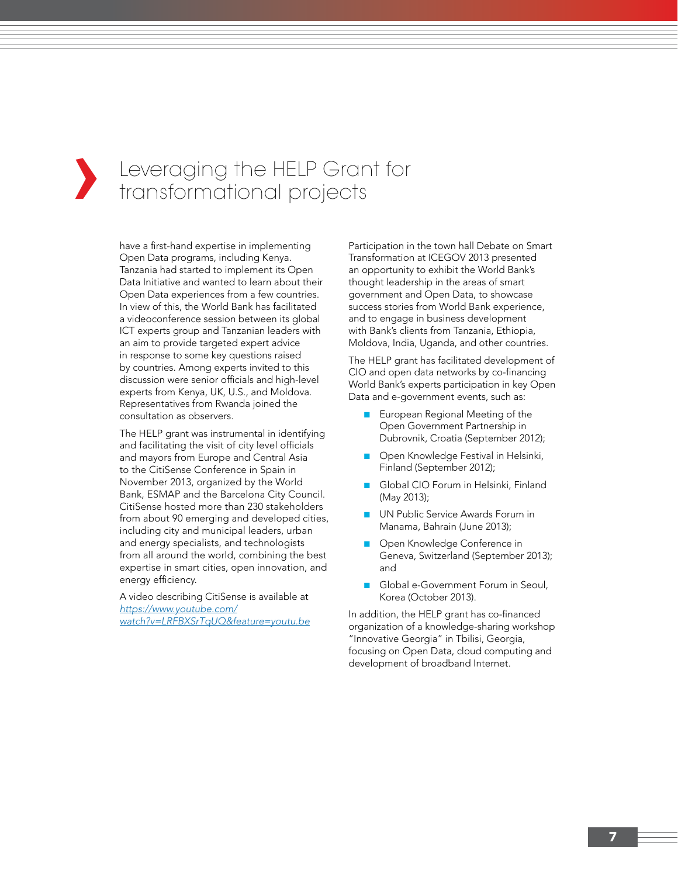# Leveraging the HELP Grant for transformational projects

have a first-hand expertise in implementing Open Data programs, including Kenya. Tanzania had started to implement its Open Data Initiative and wanted to learn about their Open Data experiences from a few countries. In view of this, the World Bank has facilitated a videoconference session between its global ICT experts group and Tanzanian leaders with an aim to provide targeted expert advice in response to some key questions raised by countries. Among experts invited to this discussion were senior officials and high-level experts from Kenya, UK, U.S., and Moldova. Representatives from Rwanda joined the consultation as observers.

The HELP grant was instrumental in identifying and facilitating the visit of city level officials and mayors from Europe and Central Asia to the CitiSense Conference in Spain in November 2013, organized by the World Bank, ESMAP and the Barcelona City Council. CitiSense hosted more than 230 stakeholders from about 90 emerging and developed cities, including city and municipal leaders, urban and energy specialists, and technologists from all around the world, combining the best expertise in smart cities, open innovation, and energy efficiency.

A video describing CitiSense is available at [https://www.youtube.com/watch?v=LRFBXSrTqUQ&feature=youtu.be](https://www.youtube.com/watch?v=LRFBXSrTqUQ&feature=youtu.be)

Participation in the town hall Debate on Smart Transformation at ICEGOV 2013 presented an opportunity to exhibit the World Bank's thought leadership in the areas of smart government and Open Data, to showcase success stories from World Bank experience, and to engage in business development with Bank's clients from Tanzania, Ethiopia, Moldova, India, Uganda, and other countries.

The HELP grant has facilitated development of CIO and open data networks by co-financing World Bank's experts participation in key Open Data and e-government events, such as:

- European Regional Meeting of the Open Government Partnership in Dubrovnik, Croatia (September 2012);
- Open Knowledge Festival in Helsinki, Finland (September 2012);
- Global CIO Forum in Helsinki, Finland (May 2013);
- UN Public Service Awards Forum in Manama, Bahrain (June 2013);
- Open Knowledge Conference in Geneva, Switzerland (September 2013); and
- Global e-Government Forum in Seoul, Korea (October 2013).

In addition, the HELP grant has co-financed organization of a knowledge-sharing workshop "Innovative Georgia" in Tbilisi, Georgia, focusing on Open Data, cloud computing and development of broadband Internet.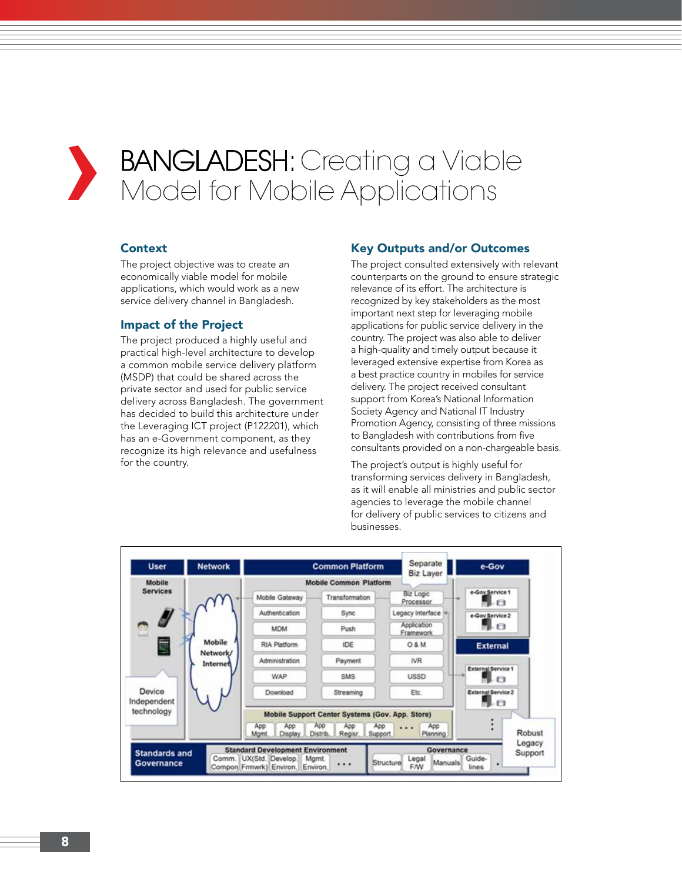# BANGLADESH: Creating a Viable Model for Mobile Applications

## Context

The project objective was to create an economically viable model for mobile applications, which would work as a new service delivery channel in Bangladesh.

## Impact of the Project

The project produced a highly useful and practical high-level architecture to develop a common mobile service delivery platform (MSDP) that could be shared across the private sector and used for public service delivery across Bangladesh. The government has decided to build this architecture under the Leveraging ICT project (P122201), which has an e-Government component, as they recognize its high relevance and usefulness for the country.

## Key Outputs and/or Outcomes

The project consulted extensively with relevant counterparts on the ground to ensure strategic relevance of its effort. The architecture is recognized by key stakeholders as the most important next step for leveraging mobile applications for public service delivery in the country. The project was also able to deliver a high-quality and timely output because it leveraged extensive expertise from Korea as a best practice country in mobiles for service delivery. The project received consultant support from Korea's National Information Society Agency and National IT Industry Promotion Agency, consisting of three missions to Bangladesh with contributions from five consultants provided on a non-chargeable basis.

The project's output is highly useful for transforming services delivery in Bangladesh, as it will enable all ministries and public sector agencies to leverage the mobile channel for delivery of public services to citizens and businesses.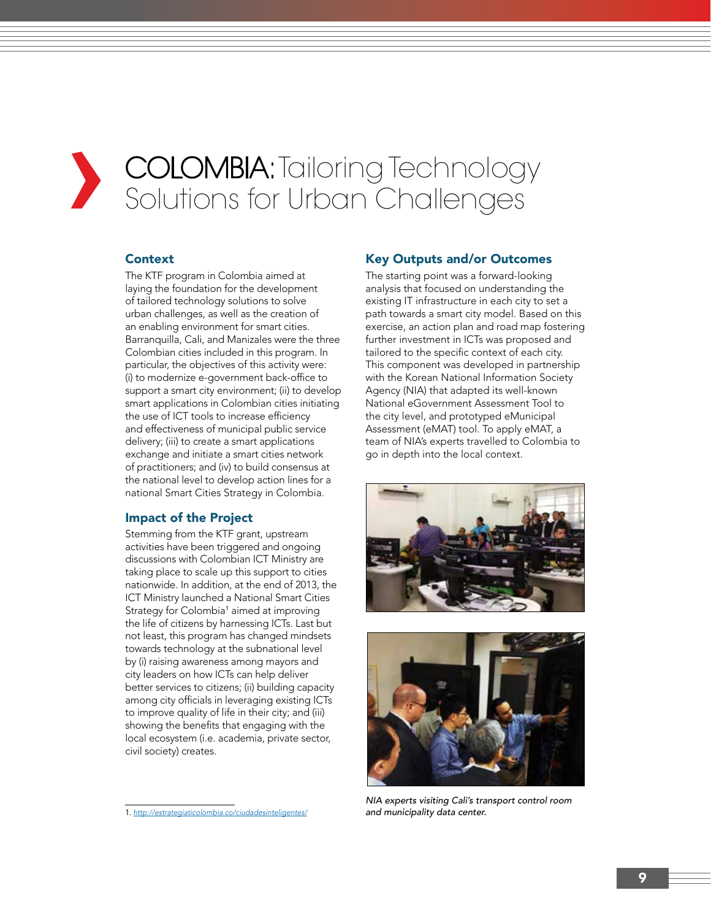# COLOMBIA: Tailoring Technology Solutions for Urban Challenges

## Context

The KTF program in Colombia aimed at laying the foundation for the development of tailored technology solutions to solve urban challenges, as well as the creation of an enabling environment for smart cities. Barranquilla, Cali, and Manizales were the three Colombian cities included in this program. In particular, the objectives of this activity were: (i) to modernize e-government back-office to support a smart city environment; (ii) to develop smart applications in Colombian cities initiating the use of ICT tools to increase efficiency and effectiveness of municipal public service delivery; (iii) to create a smart applications exchange and initiate a smart cities network of practitioners; and (iv) to build consensus at the national level to develop action lines for a national Smart Cities Strategy in Colombia.

## Impact of the Project

Stemming from the KTF grant, upstream activities have been triggered and ongoing discussions with Colombian ICT Ministry are taking place to scale up this support to cities nationwide. In addition, at the end of 2013, the ICT Ministry launched a National Smart Cities Strategy for Colombia[1] aimed at improving the life of citizens by harnessing ICTs. Last but not least, this program has changed mindsets towards technology at the subnational level by (i) raising awareness among mayors and city leaders on how ICTs can help deliver better services to citizens; (ii) building capacity among city officials in leveraging existing ICTs to improve quality of life in their city; and (iii) showing the benefits that engaging with the local ecosystem (i.e. academia, private sector, civil society) creates.

## Key Outputs and/or Outcomes

The starting point was a forward-looking analysis that focused on understanding the existing IT infrastructure in each city to set a path towards a smart city model. Based on this exercise, an action plan and road map fostering further investment in ICTs was proposed and tailored to the specific context of each city. This component was developed in partnership with the Korean National Information Society Agency (NIA) that adapted its well-known National eGovernment Assessment Tool to the city level, and prototyped eMunicipal Assessment (eMAT) tool. To apply eMAT, a team of NIA's experts travelled to Colombia to go in depth into the local context.

*NIA experts visiting Cali's transport control room and municipality data center.*

1. http://estrategiaticolombia.co/ciudadesinteligentes/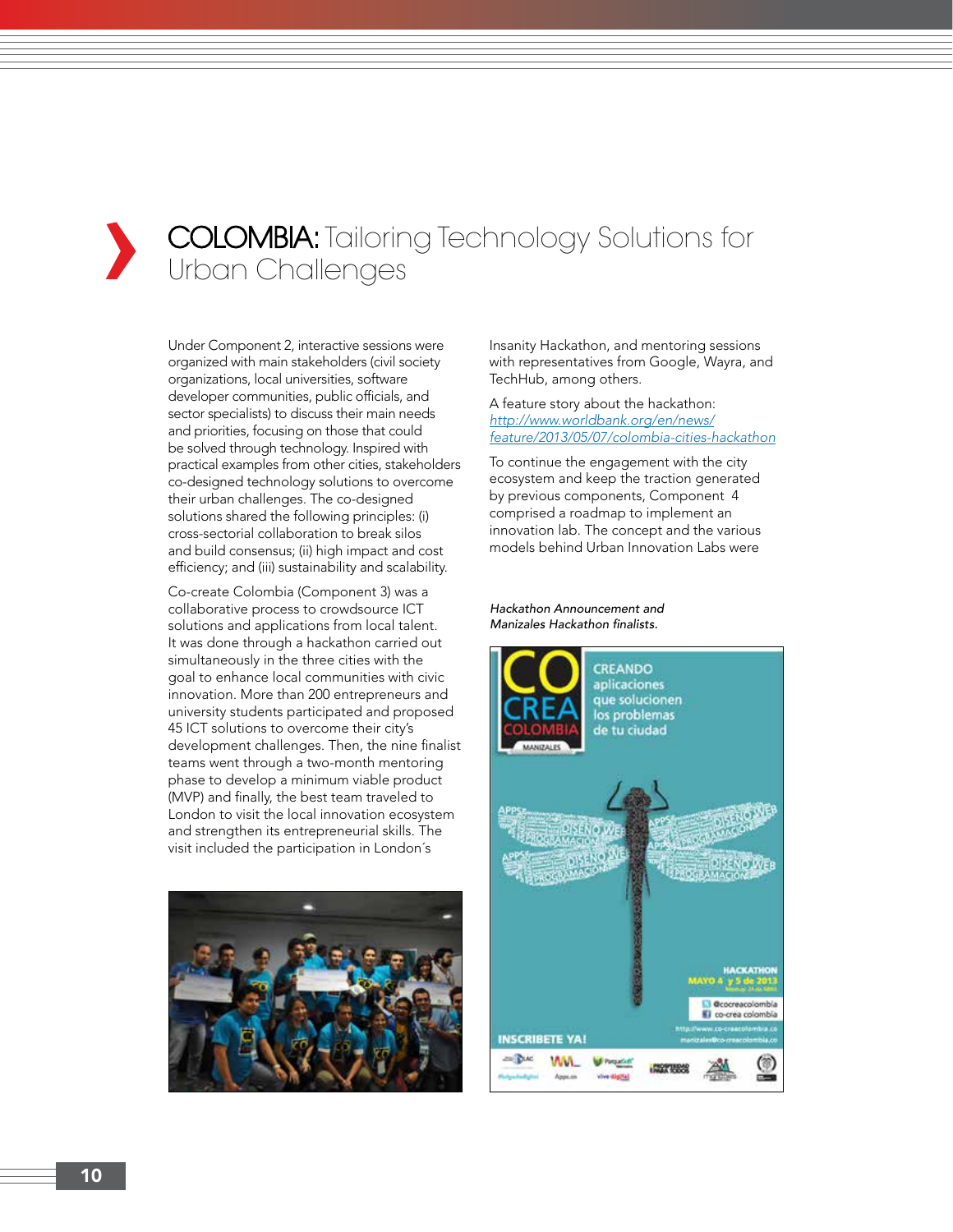# COLOMBIA: Tailoring Technology Solutions for Urban Challenges

Under Component 2, interactive sessions were organized with main stakeholders (civil society organizations, local universities, software developer communities, public officials, and sector specialists) to discuss their main needs and priorities, focusing on those that could be solved through technology. Inspired with practical examples from other cities, stakeholders co-designed technology solutions to overcome their urban challenges. The co-designed solutions shared the following principles: (i) cross-sectorial collaboration to break silos and build consensus; (ii) high impact and cost efficiency; and (iii) sustainability and scalability.

Co-create Colombia (Component 3) was a collaborative process to crowdsource ICT solutions and applications from local talent. It was done through a hackathon carried out simultaneously in the three cities with the goal to enhance local communities with civic innovation. More than 200 entrepreneurs and university students participated and proposed 45 ICT solutions to overcome their city's development challenges. Then, the nine finalist teams went through a two-month mentoring phase to develop a minimum viable product (MVP) and finally, the best team traveled to London to visit the local innovation ecosystem and strengthen its entrepreneurial skills. The visit included the participation in London´s Insanity Hackathon, and mentoring sessions with representatives from Google, Wayra, and TechHub, among others.

A feature story about the hackathon: [http://www.worldbank.org/en/news/feature/2013/05/07/colombia-cities-hackathon](http://www.worldbank.org/en/news/feature/2013/05/07/colombia-cities-hackathon)

To continue the engagement with the city ecosystem and keep the traction generated by previous components, Component 4 comprised a roadmap to implement an innovation lab. The concept and the various models behind Urban Innovation Labs were

*Hackathon Announcement and Manizales Hackathon finalists.*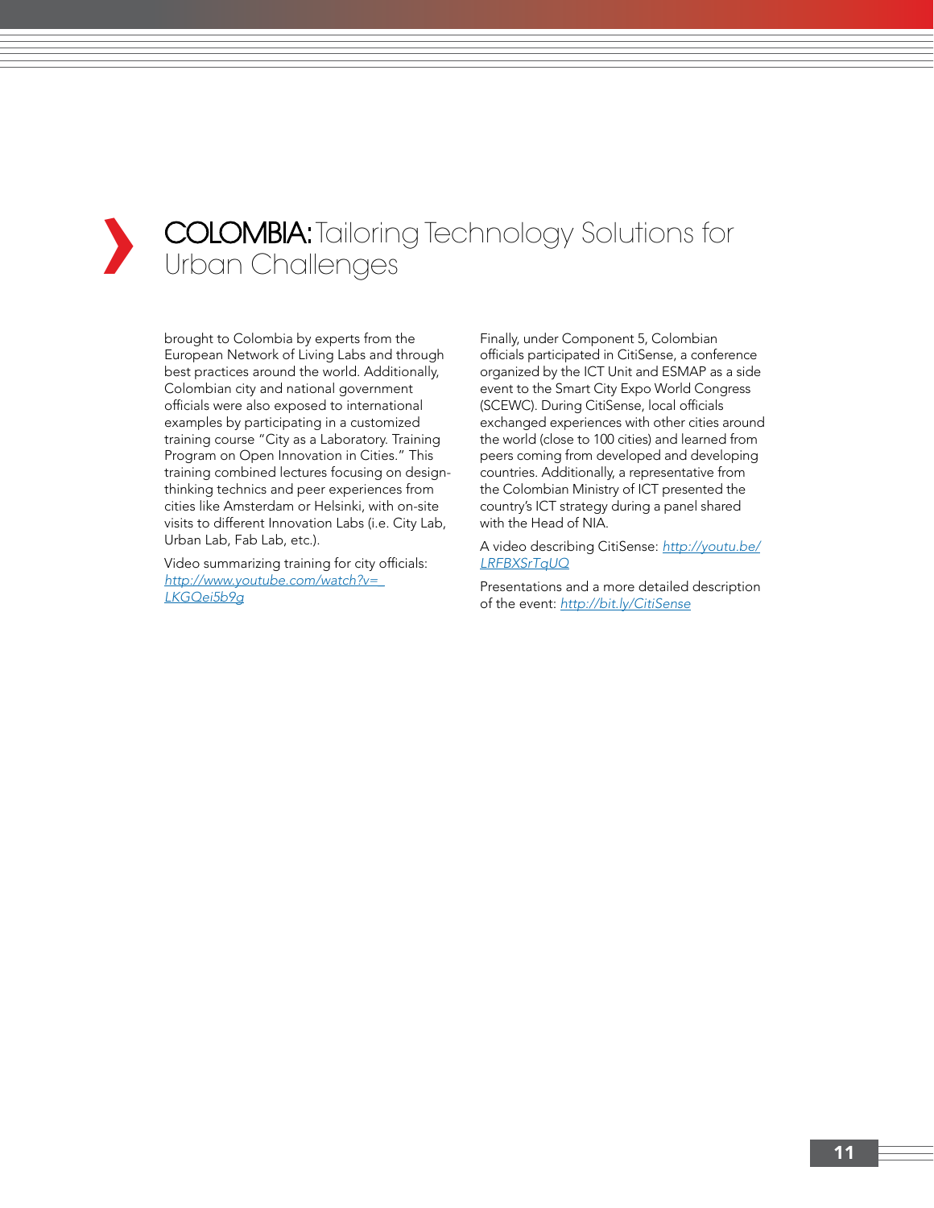# COLOMBIA: Tailoring Technology Solutions for Urban Challenges

brought to Colombia by experts from the European Network of Living Labs and through best practices around the world. Additionally, Colombian city and national government officials were also exposed to international examples by participating in a customized training course "City as a Laboratory. Training Program on Open Innovation in Cities." This training combined lectures focusing on design-thinking technics and peer experiences from cities like Amsterdam or Helsinki, with on-site visits to different Innovation Labs (i.e. City Lab, Urban Lab, Fab Lab, etc.).

Video summarizing training for city officials: [http://www.youtube.com/watch?v=_LKGQei5b9g](http://www.youtube.com/watch?v=_LKGQei5b9g)

Finally, under Component 5, Colombian officials participated in CitiSense, a conference organized by the ICT Unit and ESMAP as a side event to the Smart City Expo World Congress (SCEWC). During CitiSense, local officials exchanged experiences with other cities around the world (close to 100 cities) and learned from peers coming from developed and developing countries. Additionally, a representative from the Colombian Ministry of ICT presented the country's ICT strategy during a panel shared with the Head of NIA.

A video describing CitiSense: [http://youtu.be/LRFBXSrTqUQ](http://youtu.be/LRFBXSrTqUQ)

Presentations and a more detailed description of the event: [http://bit.ly/CitiSense](http://bit.ly/CitiSense)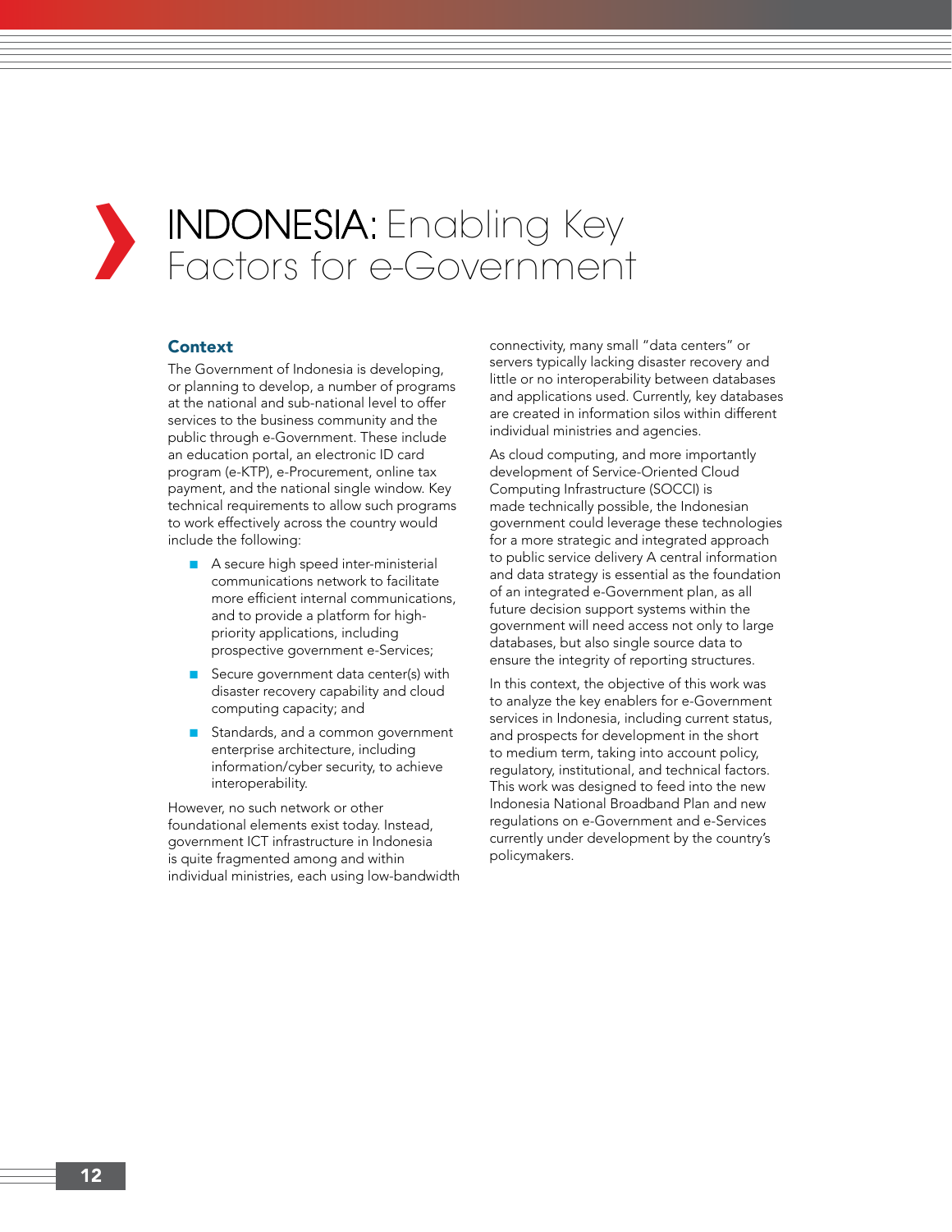# INDONESIA: Enabling Key Factors for e-Government

## Context

The Government of Indonesia is developing, or planning to develop, a number of programs at the national and sub-national level to offer services to the business community and the public through e-Government. These include an education portal, an electronic ID card program (e-KTP), e-Procurement, online tax payment, and the national single window. Key technical requirements to allow such programs to work effectively across the country would include the following:

- A secure high speed inter-ministerial communications network to facilitate more efficient internal communications, and to provide a platform for high-priority applications, including prospective government e-Services;
- Secure government data center(s) with disaster recovery capability and cloud computing capacity; and
- Standards, and a common government enterprise architecture, including information/cyber security, to achieve interoperability.

However, no such network or other foundational elements exist today. Instead, government ICT infrastructure in Indonesia is quite fragmented among and within individual ministries, each using low-bandwidth connectivity, many small "data centers" or servers typically lacking disaster recovery and little or no interoperability between databases and applications used. Currently, key databases are created in information silos within different individual ministries and agencies.

As cloud computing, and more importantly development of Service-Oriented Cloud Computing Infrastructure (SOCCI) is made technically possible, the Indonesian government could leverage these technologies for a more strategic and integrated approach to public service delivery A central information and data strategy is essential as the foundation of an integrated e-Government plan, as all future decision support systems within the government will need access not only to large databases, but also single source data to ensure the integrity of reporting structures.

In this context, the objective of this work was to analyze the key enablers for e-Government services in Indonesia, including current status, and prospects for development in the short to medium term, taking into account policy, regulatory, institutional, and technical factors. This work was designed to feed into the new Indonesia National Broadband Plan and new regulations on e-Government and e-Services currently under development by the country's policymakers.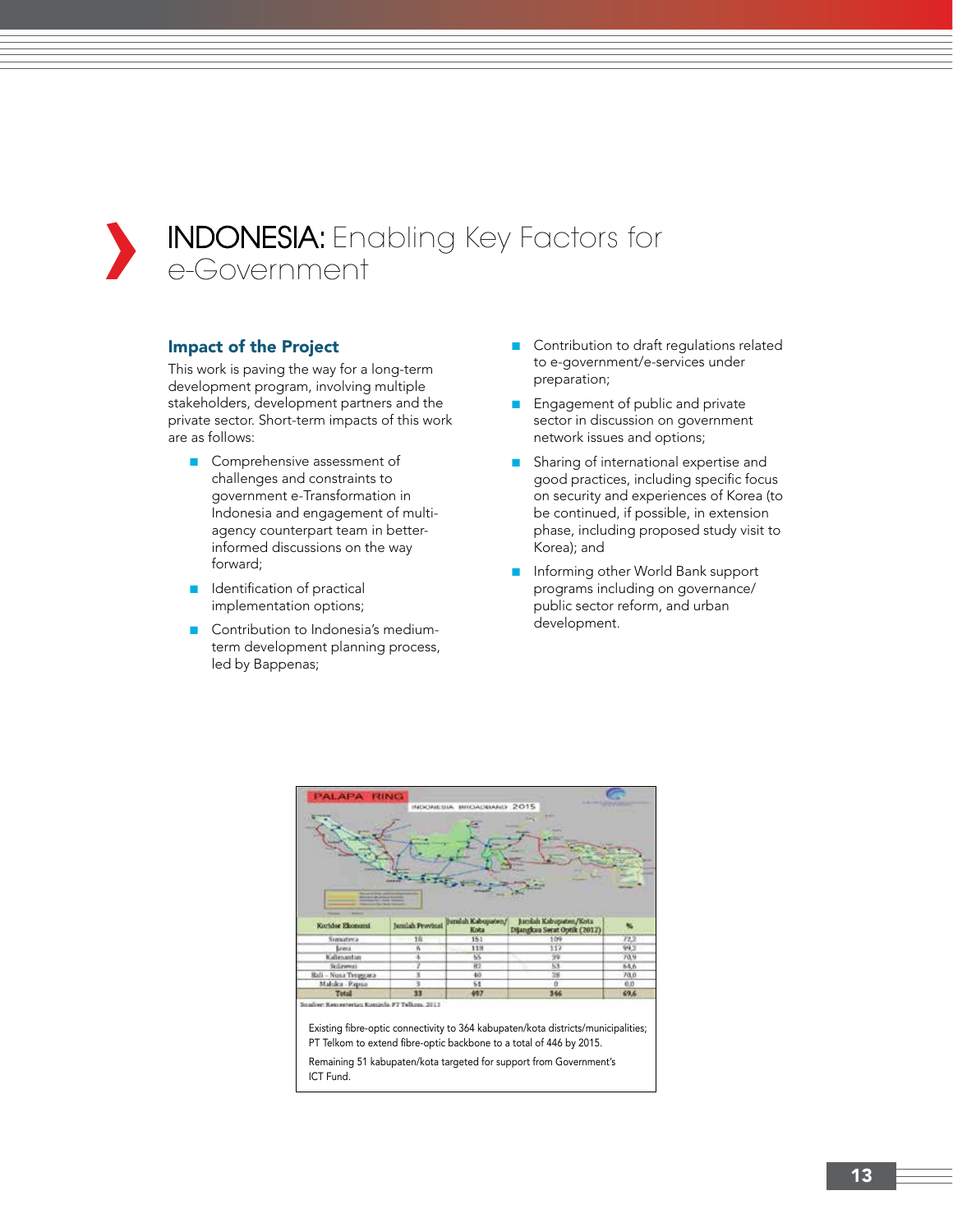# INDONESIA: Enabling Key Factors for e-Government

## Impact of the Project

This work is paving the way for a long-term development program, involving multiple stakeholders, development partners and the private sector. Short-term impacts of this work are as follows:

- Comprehensive assessment of challenges and constraints to government e-Transformation in Indonesia and engagement of multi-agency counterpart team in better-informed discussions on the way forward;
- Identification of practical implementation options;
- Contribution to Indonesia's medium-term development planning process, led by Bappenas;
- Contribution to draft regulations related to e-government/e-services under preparation;
- Engagement of public and private sector in discussion on government network issues and options;
- Sharing of international expertise and good practices, including specific focus on security and experiences of Korea (to be continued, if possible, in extension phase, including proposed study visit to Korea); and
- Informing other World Bank support programs including on governance/ public sector reform, and urban development.

PALAPA RING — INDONESIA BROADBAND 2015

| Koridor Ekonomi | Jumlah Provinsi | Jumlah Kabupaten/Kota | Jumlah Kabupaten/Kota Dijangkau Serat Optik (2012) | % |
|---|---|---|---|---|
| Sumatera | 10 | 151 | 109 | 72,2 |
| Jawa | 6 | 118 | 117 | 99,2 |
| Kalimantan | 4 | 55 | 39 | 70,9 |
| Sulawesi | 7 | 82 | 53 | 64,6 |
| Bali - Nusa Tenggara | 3 | 40 | 28 | 70,0 |
| Maluku - Papua | 3 | 51 | 0 | 0,0 |
| Total | 33 | 497 | 346 | 69,6 |

Sumber: Kementerian Kominfo, PT Telkom, 2012

Existing fibre-optic connectivity to 364 kabupaten/kota districts/municipalities; PT Telkom to extend fibre-optic backbone to a total of 446 by 2015.

Remaining 51 kabupaten/kota targeted for support from Government's ICT Fund.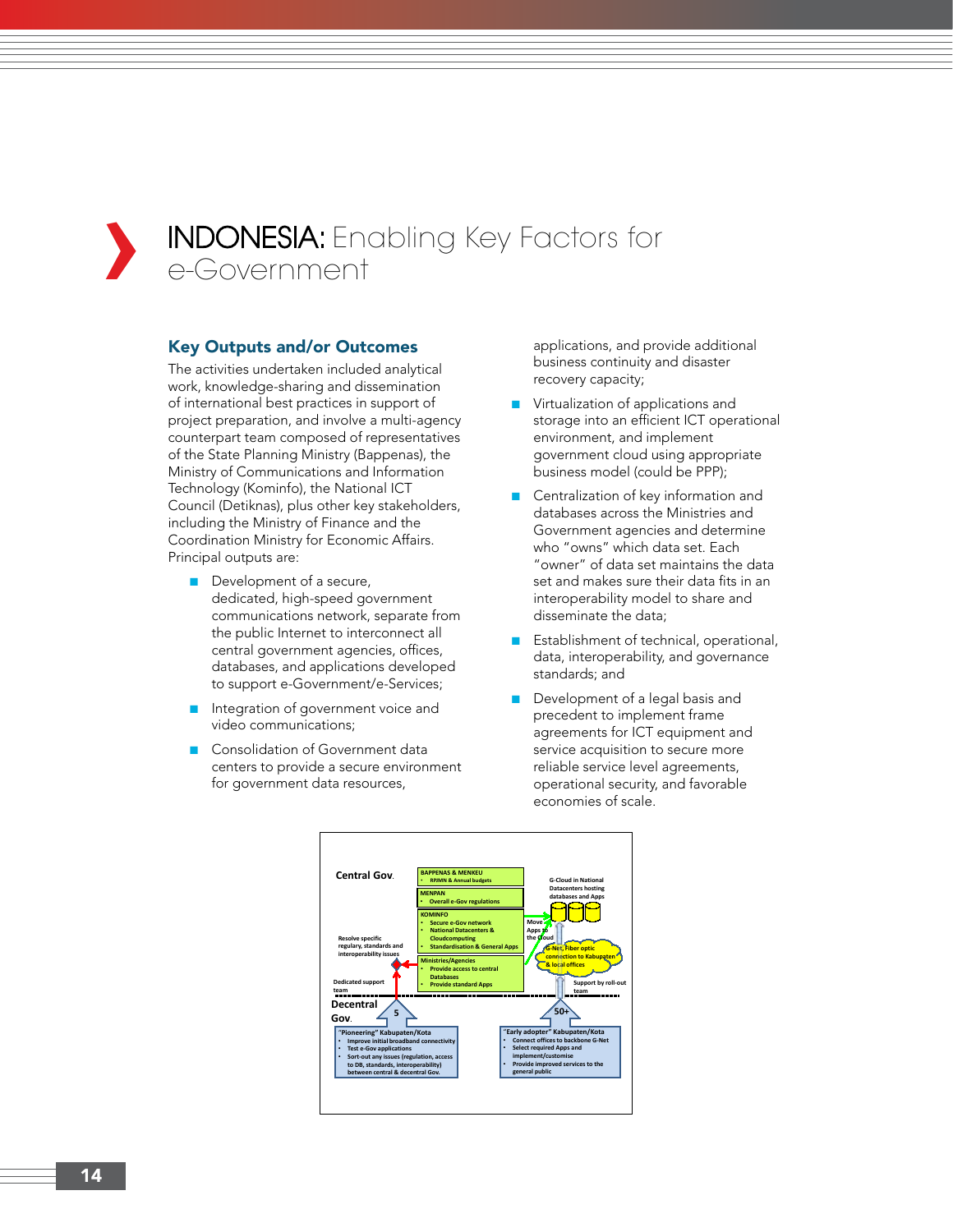# INDONESIA: Enabling Key Factors for e-Government

## Key Outputs and/or Outcomes

The activities undertaken included analytical work, knowledge-sharing and dissemination of international best practices in support of project preparation, and involve a multi-agency counterpart team composed of representatives of the State Planning Ministry (Bappenas), the Ministry of Communications and Information Technology (Kominfo), the National ICT Council (Detiknas), plus other key stakeholders, including the Ministry of Finance and the Coordination Ministry for Economic Affairs. Principal outputs are:

- Development of a secure, dedicated, high-speed government communications network, separate from the public Internet to interconnect all central government agencies, offices, databases, and applications developed to support e-Government/e-Services;
- Integration of government voice and video communications;
- Consolidation of Government data centers to provide a secure environment for government data resources, applications, and provide additional business continuity and disaster recovery capacity;
- Virtualization of applications and storage into an efficient ICT operational environment, and implement government cloud using appropriate business model (could be PPP);
- Centralization of key information and databases across the Ministries and Government agencies and determine who "owns" which data set. Each "owner" of data set maintains the data set and makes sure their data fits in an interoperability model to share and disseminate the data;
- Establishment of technical, operational, data, interoperability, and governance standards; and
- Development of a legal basis and precedent to implement frame agreements for ICT equipment and service acquisition to secure more reliable service level agreements, operational security, and favorable economies of scale.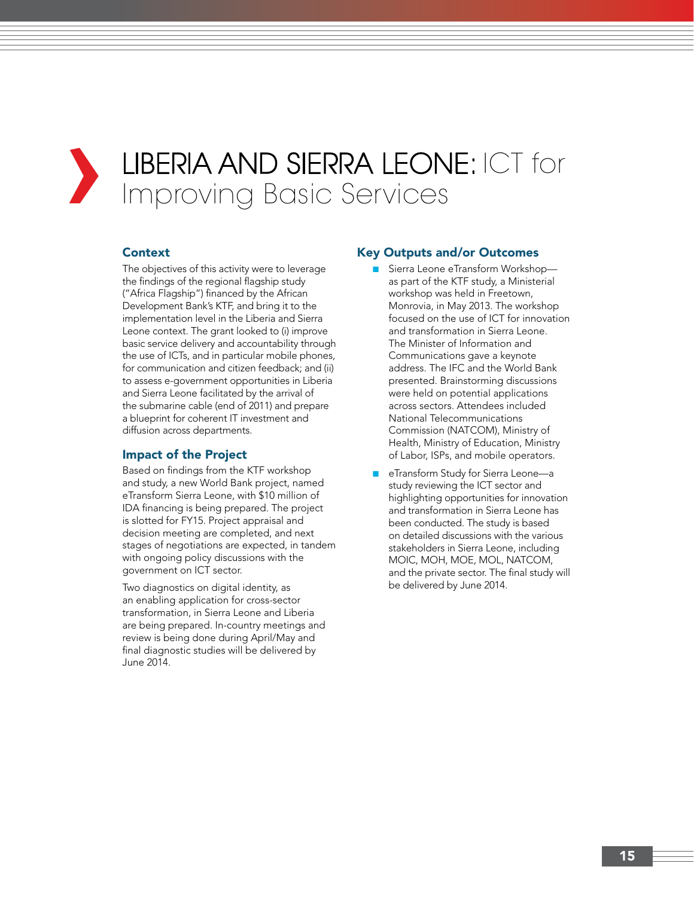# LIBERIA AND SIERRA LEONE: ICT for Improving Basic Services

## Context

The objectives of this activity were to leverage the findings of the regional flagship study ("Africa Flagship") financed by the African Development Bank's KTF, and bring it to the implementation level in the Liberia and Sierra Leone context. The grant looked to (i) improve basic service delivery and accountability through the use of ICTs, and in particular mobile phones, for communication and citizen feedback; and (ii) to assess e-government opportunities in Liberia and Sierra Leone facilitated by the arrival of the submarine cable (end of 2011) and prepare a blueprint for coherent IT investment and diffusion across departments.

## Impact of the Project

Based on findings from the KTF workshop and study, a new World Bank project, named eTransform Sierra Leone, with $10 million of IDA financing is being prepared. The project is slotted for FY15. Project appraisal and decision meeting are completed, and next stages of negotiations are expected, in tandem with ongoing policy discussions with the government on ICT sector.

Two diagnostics on digital identity, as an enabling application for cross-sector transformation, in Sierra Leone and Liberia are being prepared. In-country meetings and review is being done during April/May and final diagnostic studies will be delivered by June 2014.

## Key Outputs and/or Outcomes

- Sierra Leone eTransform Workshop—as part of the KTF study, a Ministerial workshop was held in Freetown, Monrovia, in May 2013. The workshop focused on the use of ICT for innovation and transformation in Sierra Leone. The Minister of Information and Communications gave a keynote address. The IFC and the World Bank presented. Brainstorming discussions were held on potential applications across sectors. Attendees included National Telecommunications Commission (NATCOM), Ministry of Health, Ministry of Education, Ministry of Labor, ISPs, and mobile operators.
- eTransform Study for Sierra Leone—a study reviewing the ICT sector and highlighting opportunities for innovation and transformation in Sierra Leone has been conducted. The study is based on detailed discussions with the various stakeholders in Sierra Leone, including MOIC, MOH, MOE, MOL, NATCOM, and the private sector. The final study will be delivered by June 2014.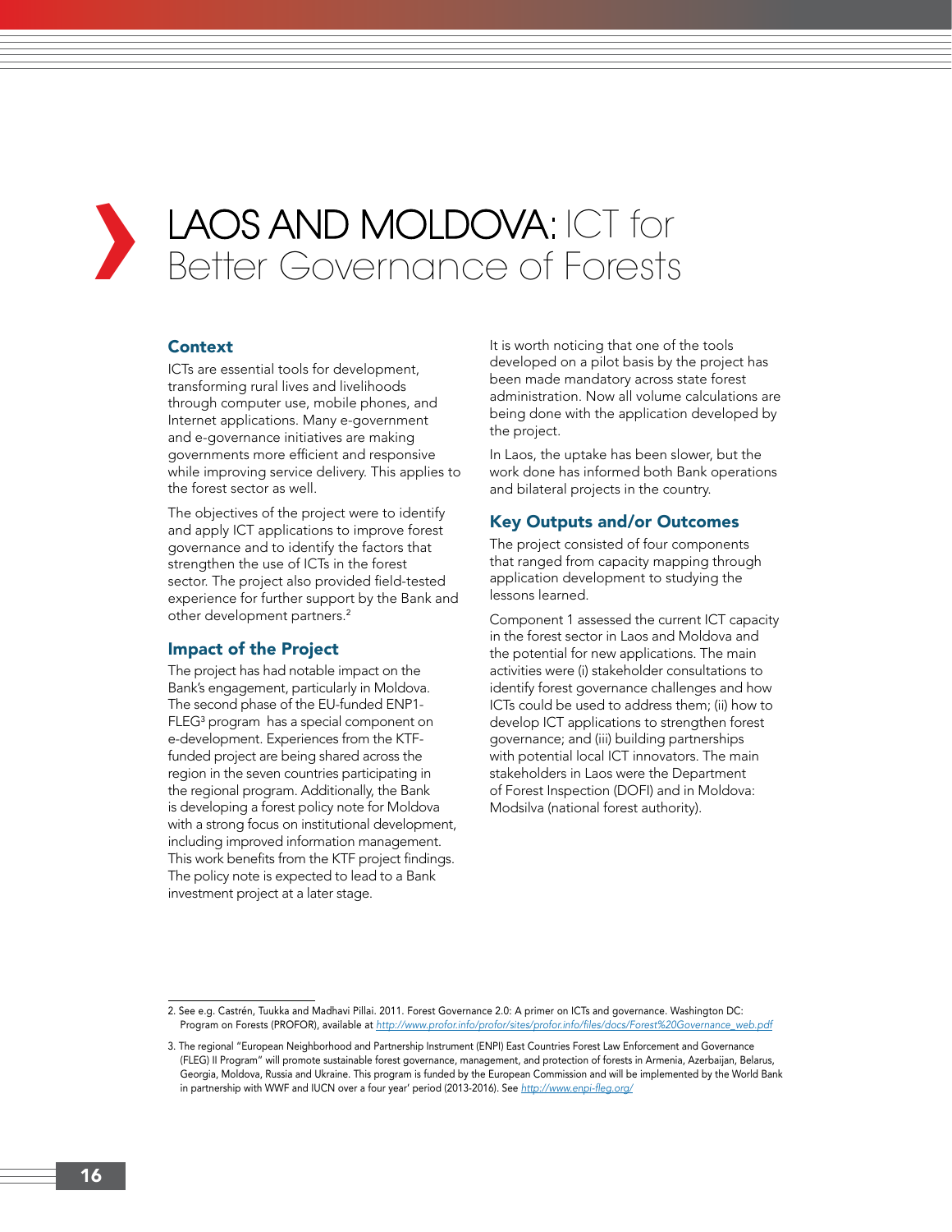# LAOS AND MOLDOVA: ICT for Better Governance of Forests

## Context

ICTs are essential tools for development, transforming rural lives and livelihoods through computer use, mobile phones, and Internet applications. Many e-government and e-governance initiatives are making governments more efficient and responsive while improving service delivery. This applies to the forest sector as well.

The objectives of the project were to identify and apply ICT applications to improve forest governance and to identify the factors that strengthen the use of ICTs in the forest sector. The project also provided field-tested experience for further support by the Bank and other development partners.[2]

## Impact of the Project

The project has had notable impact on the Bank's engagement, particularly in Moldova. The second phase of the EU-funded ENP1-FLEG[3] program has a special component on e-development. Experiences from the KTF-funded project are being shared across the region in the seven countries participating in the regional program. Additionally, the Bank is developing a forest policy note for Moldova with a strong focus on institutional development, including improved information management. This work benefits from the KTF project findings. The policy note is expected to lead to a Bank investment project at a later stage.

It is worth noticing that one of the tools developed on a pilot basis by the project has been made mandatory across state forest administration. Now all volume calculations are being done with the application developed by the project.

In Laos, the uptake has been slower, but the work done has informed both Bank operations and bilateral projects in the country.

## Key Outputs and/or Outcomes

The project consisted of four components that ranged from capacity mapping through application development to studying the lessons learned.

Component 1 assessed the current ICT capacity in the forest sector in Laos and Moldova and the potential for new applications. The main activities were (i) stakeholder consultations to identify forest governance challenges and how ICTs could be used to address them; (ii) how to develop ICT applications to strengthen forest governance; and (iii) building partnerships with potential local ICT innovators. The main stakeholders in Laos were the Department of Forest Inspection (DOFI) and in Moldova: Modsilva (national forest authority).

---

2. See e.g. Castrén, Tuukka and Madhavi Pillai. 2011. Forest Governance 2.0: A primer on ICTs and governance. Washington DC: Program on Forests (PROFOR), available at http://www.profor.info/profor/sites/profor.info/files/docs/Forest%20Governance_web.pdf

3. The regional "European Neighborhood and Partnership Instrument (ENPI) East Countries Forest Law Enforcement and Governance (FLEG) II Program" will promote sustainable forest governance, management, and protection of forests in Armenia, Azerbaijan, Belarus, Georgia, Moldova, Russia and Ukraine. This program is funded by the European Commission and will be implemented by the World Bank in partnership with WWF and IUCN over a four year' period (2013-2016). See http://www.enpi-fleg.org/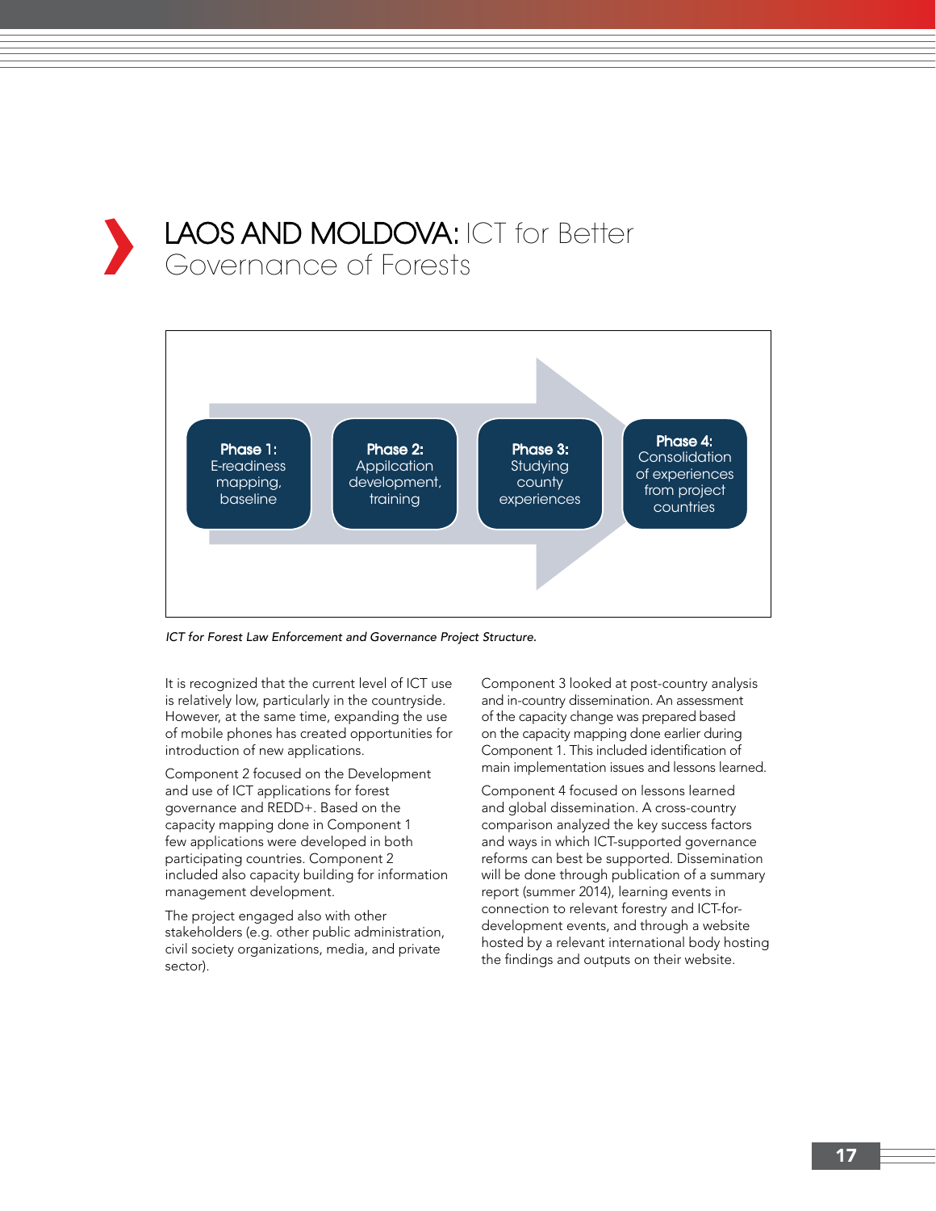# LAOS AND MOLDOVA: ICT for Better Governance of Forests

**Phase 1:** E-readiness mapping, baseline

**Phase 2:** Appilcation development, training

**Phase 3:** Studying county experiences

**Phase 4:** Consolidation of experiences from project countries

*ICT for Forest Law Enforcement and Governance Project Structure.*

It is recognized that the current level of ICT use is relatively low, particularly in the countryside. However, at the same time, expanding the use of mobile phones has created opportunities for introduction of new applications.

Component 2 focused on the Development and use of ICT applications for forest governance and REDD+. Based on the capacity mapping done in Component 1 few applications were developed in both participating countries. Component 2 included also capacity building for information management development.

The project engaged also with other stakeholders (e.g. other public administration, civil society organizations, media, and private sector).

Component 3 looked at post-country analysis and in-country dissemination. An assessment of the capacity change was prepared based on the capacity mapping done earlier during Component 1. This included identification of main implementation issues and lessons learned.

Component 4 focused on lessons learned and global dissemination. A cross-country comparison analyzed the key success factors and ways in which ICT-supported governance reforms can best be supported. Dissemination will be done through publication of a summary report (summer 2014), learning events in connection to relevant forestry and ICT-for-development events, and through a website hosted by a relevant international body hosting the findings and outputs on their website.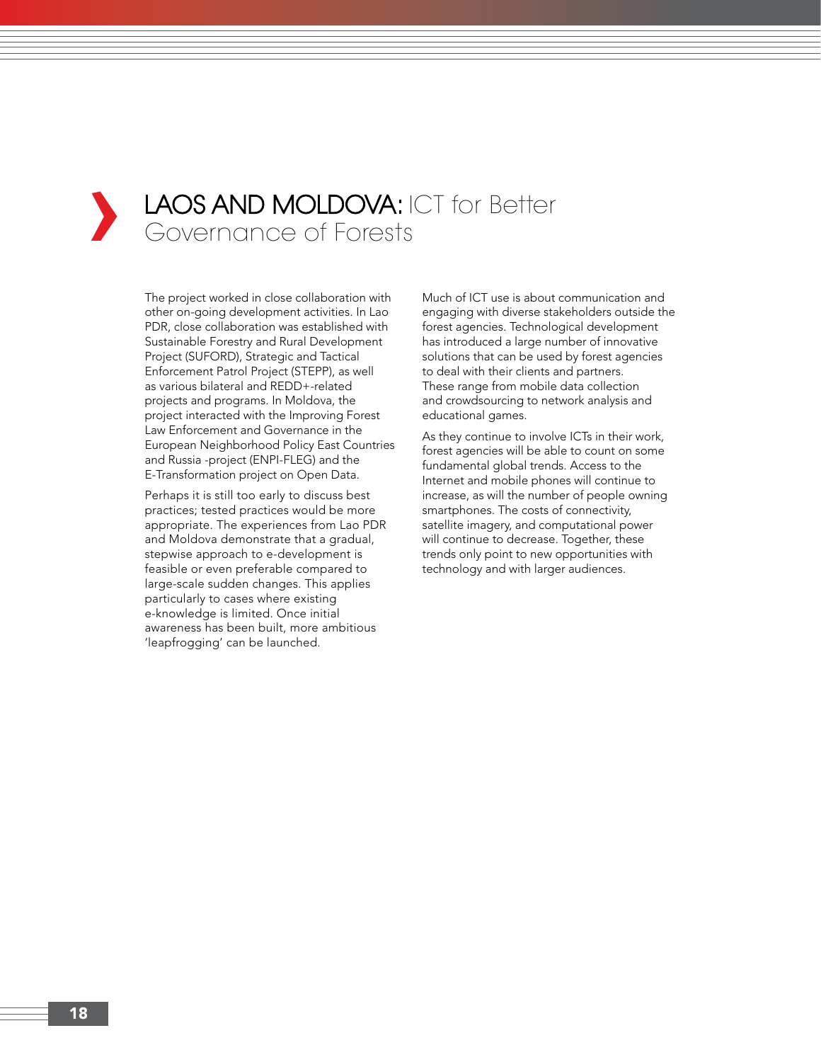# LAOS AND MOLDOVA: ICT for Better Governance of Forests

The project worked in close collaboration with other on-going development activities. In Lao PDR, close collaboration was established with Sustainable Forestry and Rural Development Project (SUFORD), Strategic and Tactical Enforcement Patrol Project (STEPP), as well as various bilateral and REDD+-related projects and programs. In Moldova, the project interacted with the Improving Forest Law Enforcement and Governance in the European Neighborhood Policy East Countries and Russia -project (ENPI-FLEG) and the E-Transformation project on Open Data.

Perhaps it is still too early to discuss best practices; tested practices would be more appropriate. The experiences from Lao PDR and Moldova demonstrate that a gradual, stepwise approach to e-development is feasible or even preferable compared to large-scale sudden changes. This applies particularly to cases where existing e-knowledge is limited. Once initial awareness has been built, more ambitious 'leapfrogging' can be launched.

Much of ICT use is about communication and engaging with diverse stakeholders outside the forest agencies. Technological development has introduced a large number of innovative solutions that can be used by forest agencies to deal with their clients and partners. These range from mobile data collection and crowdsourcing to network analysis and educational games.

As they continue to involve ICTs in their work, forest agencies will be able to count on some fundamental global trends. Access to the Internet and mobile phones will continue to increase, as will the number of people owning smartphones. The costs of connectivity, satellite imagery, and computational power will continue to decrease. Together, these trends only point to new opportunities with technology and with larger audiences.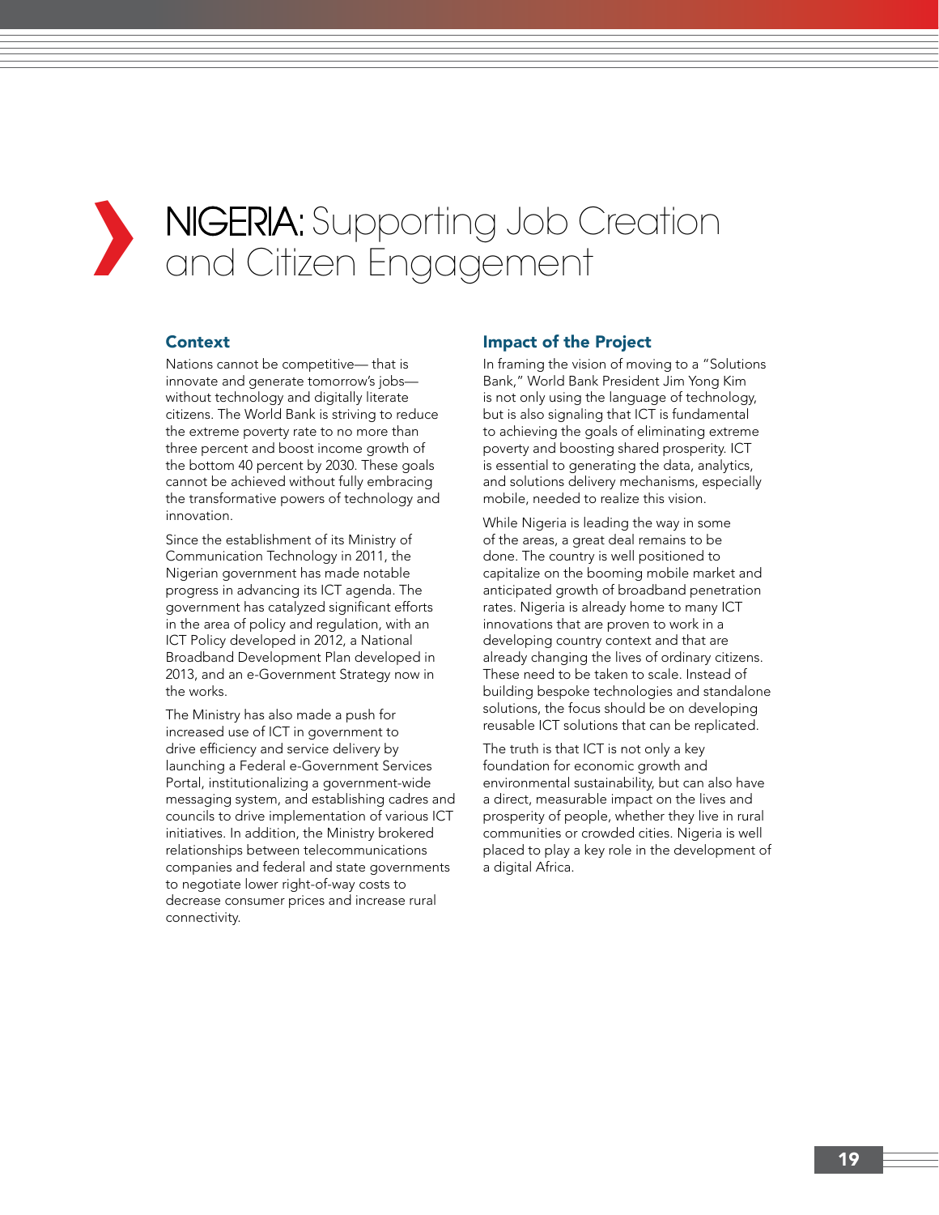# NIGERIA: Supporting Job Creation and Citizen Engagement

## Context

Nations cannot be competitive— that is innovate and generate tomorrow's jobs— without technology and digitally literate citizens. The World Bank is striving to reduce the extreme poverty rate to no more than three percent and boost income growth of the bottom 40 percent by 2030. These goals cannot be achieved without fully embracing the transformative powers of technology and innovation.

Since the establishment of its Ministry of Communication Technology in 2011, the Nigerian government has made notable progress in advancing its ICT agenda. The government has catalyzed significant efforts in the area of policy and regulation, with an ICT Policy developed in 2012, a National Broadband Development Plan developed in 2013, and an e-Government Strategy now in the works.

The Ministry has also made a push for increased use of ICT in government to drive efficiency and service delivery by launching a Federal e-Government Services Portal, institutionalizing a government-wide messaging system, and establishing cadres and councils to drive implementation of various ICT initiatives. In addition, the Ministry brokered relationships between telecommunications companies and federal and state governments to negotiate lower right-of-way costs to decrease consumer prices and increase rural connectivity.

## Impact of the Project

In framing the vision of moving to a "Solutions Bank," World Bank President Jim Yong Kim is not only using the language of technology, but is also signaling that ICT is fundamental to achieving the goals of eliminating extreme poverty and boosting shared prosperity. ICT is essential to generating the data, analytics, and solutions delivery mechanisms, especially mobile, needed to realize this vision.

While Nigeria is leading the way in some of the areas, a great deal remains to be done. The country is well positioned to capitalize on the booming mobile market and anticipated growth of broadband penetration rates. Nigeria is already home to many ICT innovations that are proven to work in a developing country context and that are already changing the lives of ordinary citizens. These need to be taken to scale. Instead of building bespoke technologies and standalone solutions, the focus should be on developing reusable ICT solutions that can be replicated.

The truth is that ICT is not only a key foundation for economic growth and environmental sustainability, but can also have a direct, measurable impact on the lives and prosperity of people, whether they live in rural communities or crowded cities. Nigeria is well placed to play a key role in the development of a digital Africa.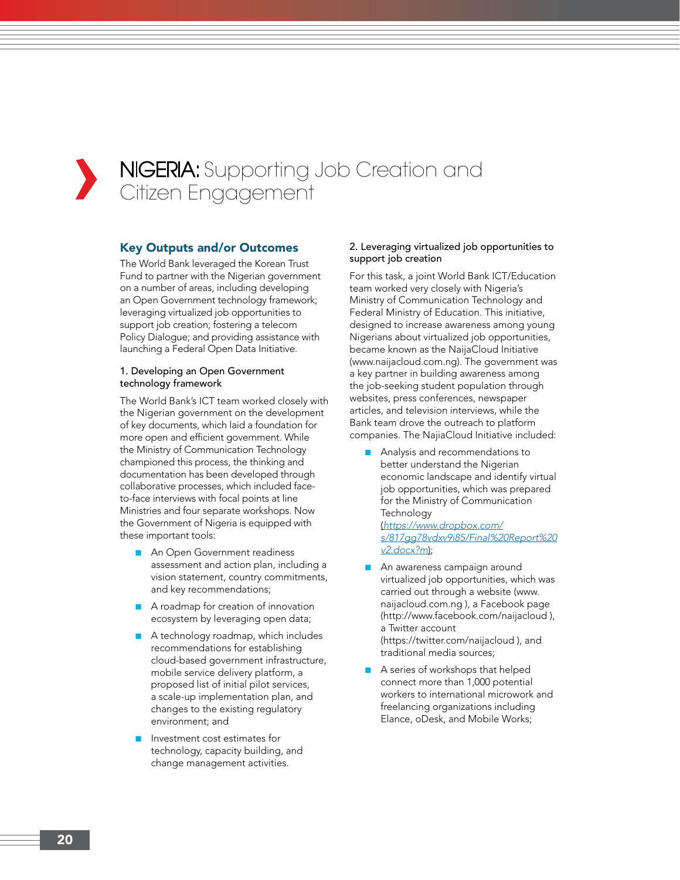# NIGERIA: Supporting Job Creation and Citizen Engagement

## Key Outputs and/or Outcomes

The World Bank leveraged the Korean Trust Fund to partner with the Nigerian government on a number of areas, including developing an Open Government technology framework; leveraging virtualized job opportunities to support job creation; fostering a telecom Policy Dialogue; and providing assistance with launching a Federal Open Data Initiative.

### 1. Developing an Open Government technology framework

The World Bank's ICT team worked closely with the Nigerian government on the development of key documents, which laid a foundation for more open and efficient government. While the Ministry of Communication Technology championed this process, the thinking and documentation has been developed through collaborative processes, which included face-to-face interviews with focal points at line Ministries and four separate workshops. Now the Government of Nigeria is equipped with these important tools:

- An Open Government readiness assessment and action plan, including a vision statement, country commitments, and key recommendations;
- A roadmap for creation of innovation ecosystem by leveraging open data;
- A technology roadmap, which includes recommendations for establishing cloud-based government infrastructure, mobile service delivery platform, a proposed list of initial pilot services, a scale-up implementation plan, and changes to the existing regulatory environment; and
- Investment cost estimates for technology, capacity building, and change management activities.

### 2. Leveraging virtualized job opportunities to support job creation

For this task, a joint World Bank ICT/Education team worked very closely with Nigeria's Ministry of Communication Technology and Federal Ministry of Education. This initiative, designed to increase awareness among young Nigerians about virtualized job opportunities, became known as the NaijaCloud Initiative (www.naijacloud.com.ng). The government was a key partner in building awareness among the job-seeking student population through websites, press conferences, newspaper articles, and television interviews, while the Bank team drove the outreach to platform companies. The NajiaCloud Initiative included:

- Analysis and recommendations to better understand the Nigerian economic landscape and identify virtual job opportunities, which was prepared for the Ministry of Communication Technology (*https://www.dropbox.com/s/817gg78vdxv9i85/Final%20Report%20v2.docx?m*);
- An awareness campaign around virtualized job opportunities, which was carried out through a website (www.naijacloud.com.ng ), a Facebook page (http://www.facebook.com/naijacloud ), a Twitter account (https://twitter.com/naijacloud ), and traditional media sources;
- A series of workshops that helped connect more than 1,000 potential workers to international microwork and freelancing organizations including Elance, oDesk, and Mobile Works;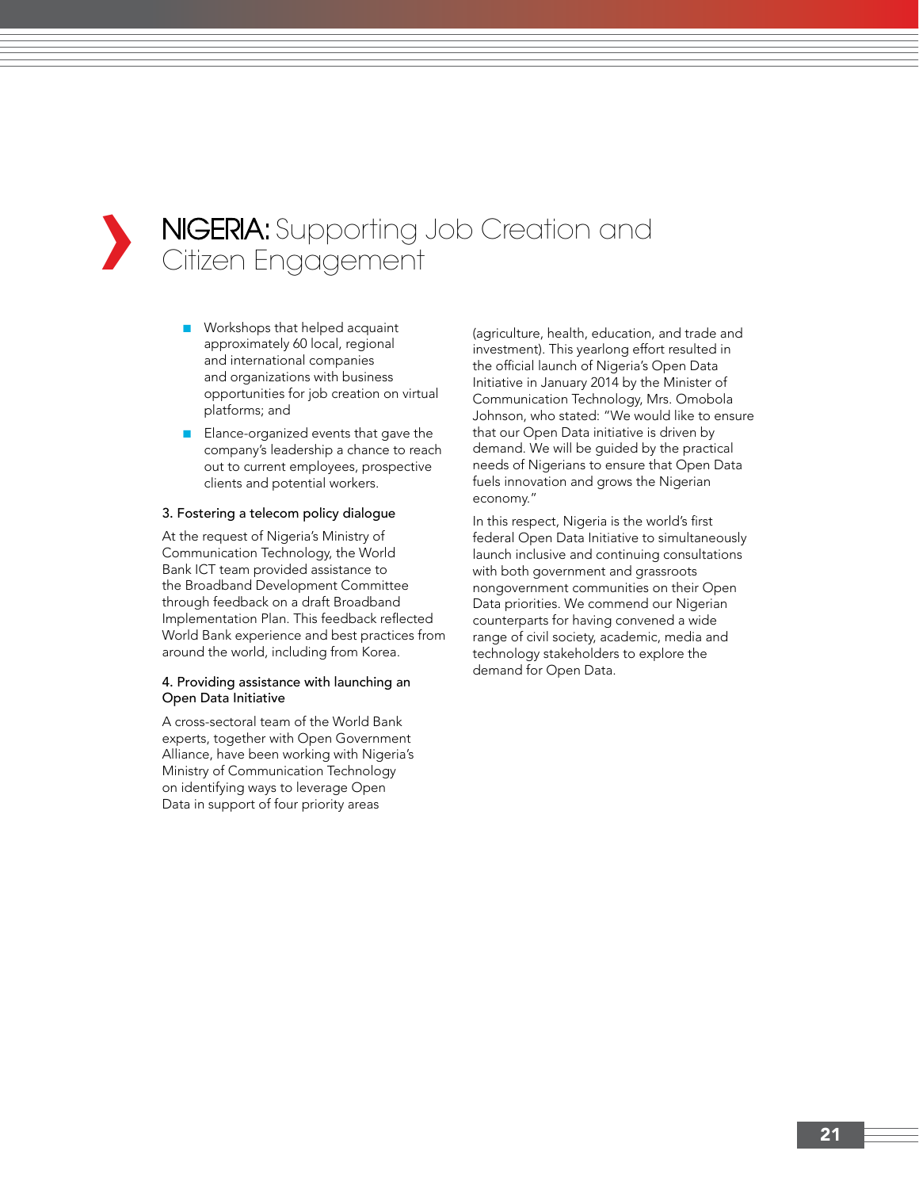# NIGERIA: Supporting Job Creation and Citizen Engagement

- Workshops that helped acquaint approximately 60 local, regional and international companies and organizations with business opportunities for job creation on virtual platforms; and
- Elance-organized events that gave the company's leadership a chance to reach out to current employees, prospective clients and potential workers.

### 3. Fostering a telecom policy dialogue

At the request of Nigeria's Ministry of Communication Technology, the World Bank ICT team provided assistance to the Broadband Development Committee through feedback on a draft Broadband Implementation Plan. This feedback reflected World Bank experience and best practices from around the world, including from Korea.

### 4. Providing assistance with launching an Open Data Initiative

A cross-sectoral team of the World Bank experts, together with Open Government Alliance, have been working with Nigeria's Ministry of Communication Technology on identifying ways to leverage Open Data in support of four priority areas (agriculture, health, education, and trade and investment). This yearlong effort resulted in the official launch of Nigeria's Open Data Initiative in January 2014 by the Minister of Communication Technology, Mrs. Omobola Johnson, who stated: "We would like to ensure that our Open Data initiative is driven by demand. We will be guided by the practical needs of Nigerians to ensure that Open Data fuels innovation and grows the Nigerian economy."

In this respect, Nigeria is the world's first federal Open Data Initiative to simultaneously launch inclusive and continuing consultations with both government and grassroots nongovernment communities on their Open Data priorities. We commend our Nigerian counterparts for having convened a wide range of civil society, academic, media and technology stakeholders to explore the demand for Open Data.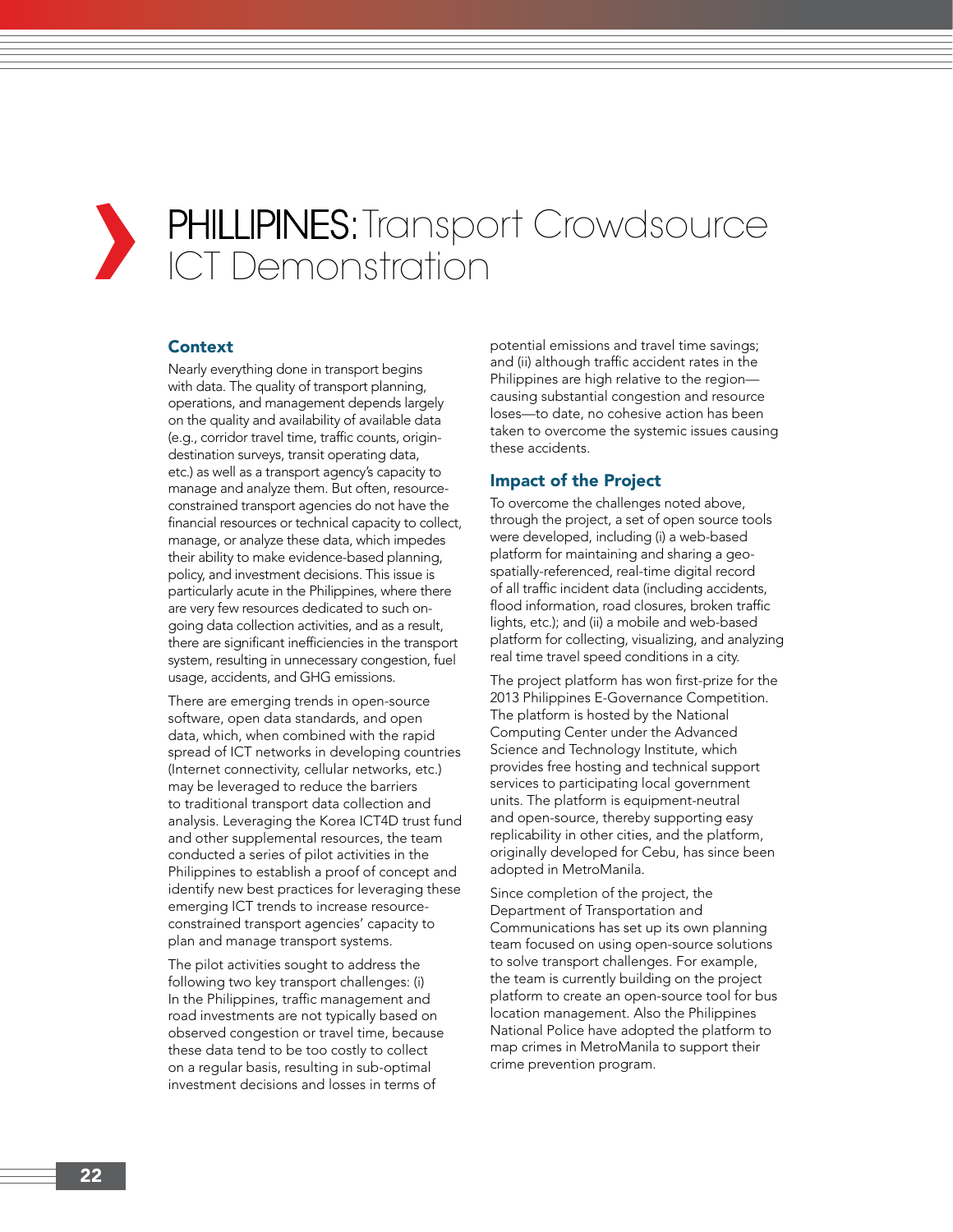# PHILLIPINES: Transport Crowdsource ICT Demonstration

## Context

Nearly everything done in transport begins with data. The quality of transport planning, operations, and management depends largely on the quality and availability of available data (e.g., corridor travel time, traffic counts, origin-destination surveys, transit operating data, etc.) as well as a transport agency's capacity to manage and analyze them. But often, resource-constrained transport agencies do not have the financial resources or technical capacity to collect, manage, or analyze these data, which impedes their ability to make evidence-based planning, policy, and investment decisions. This issue is particularly acute in the Philippines, where there are very few resources dedicated to such on-going data collection activities, and as a result, there are significant inefficiencies in the transport system, resulting in unnecessary congestion, fuel usage, accidents, and GHG emissions.

There are emerging trends in open-source software, open data standards, and open data, which, when combined with the rapid spread of ICT networks in developing countries (Internet connectivity, cellular networks, etc.) may be leveraged to reduce the barriers to traditional transport data collection and analysis. Leveraging the Korea ICT4D trust fund and other supplemental resources, the team conducted a series of pilot activities in the Philippines to establish a proof of concept and identify new best practices for leveraging these emerging ICT trends to increase resource-constrained transport agencies' capacity to plan and manage transport systems.

The pilot activities sought to address the following two key transport challenges: (i) In the Philippines, traffic management and road investments are not typically based on observed congestion or travel time, because these data tend to be too costly to collect on a regular basis, resulting in sub-optimal investment decisions and losses in terms of potential emissions and travel time savings; and (ii) although traffic accident rates in the Philippines are high relative to the region—causing substantial congestion and resource loses—to date, no cohesive action has been taken to overcome the systemic issues causing these accidents.

## Impact of the Project

To overcome the challenges noted above, through the project, a set of open source tools were developed, including (i) a web-based platform for maintaining and sharing a geo-spatially-referenced, real-time digital record of all traffic incident data (including accidents, flood information, road closures, broken traffic lights, etc.); and (ii) a mobile and web-based platform for collecting, visualizing, and analyzing real time travel speed conditions in a city.

The project platform has won first-prize for the 2013 Philippines E-Governance Competition. The platform is hosted by the National Computing Center under the Advanced Science and Technology Institute, which provides free hosting and technical support services to participating local government units. The platform is equipment-neutral and open-source, thereby supporting easy replicability in other cities, and the platform, originally developed for Cebu, has since been adopted in MetroManila.

Since completion of the project, the Department of Transportation and Communications has set up its own planning team focused on using open-source solutions to solve transport challenges. For example, the team is currently building on the project platform to create an open-source tool for bus location management. Also the Philippines National Police have adopted the platform to map crimes in MetroManila to support their crime prevention program.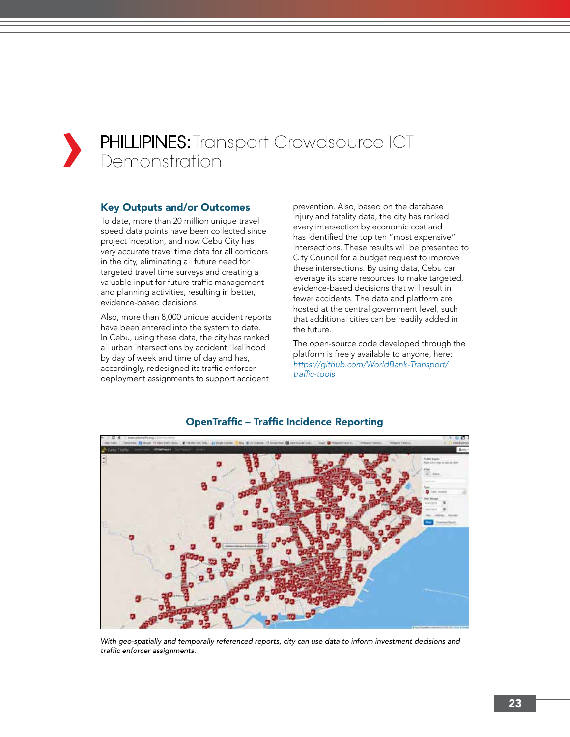# PHILLIPINES: Transport Crowdsource ICT Demonstration

## Key Outputs and/or Outcomes

To date, more than 20 million unique travel speed data points have been collected since project inception, and now Cebu City has very accurate travel time data for all corridors in the city, eliminating all future need for targeted travel time surveys and creating a valuable input for future traffic management and planning activities, resulting in better, evidence-based decisions.

Also, more than 8,000 unique accident reports have been entered into the system to date. In Cebu, using these data, the city has ranked all urban intersections by accident likelihood by day of week and time of day and has, accordingly, redesigned its traffic enforcer deployment assignments to support accident prevention. Also, based on the database injury and fatality data, the city has ranked every intersection by economic cost and has identified the top ten "most expensive" intersections. These results will be presented to City Council for a budget request to improve these intersections. By using data, Cebu can leverage its scare resources to make targeted, evidence-based decisions that will result in fewer accidents. The data and platform are hosted at the central government level, such that additional cities can be readily added in the future.

The open-source code developed through the platform is freely available to anyone, here: https://github.com/WorldBank-Transport/traffic-tools

### OpenTraffic – Traffic Incidence Reporting

*With geo-spatially and temporally referenced reports, city can use data to inform investment decisions and traffic enforcer assignments.*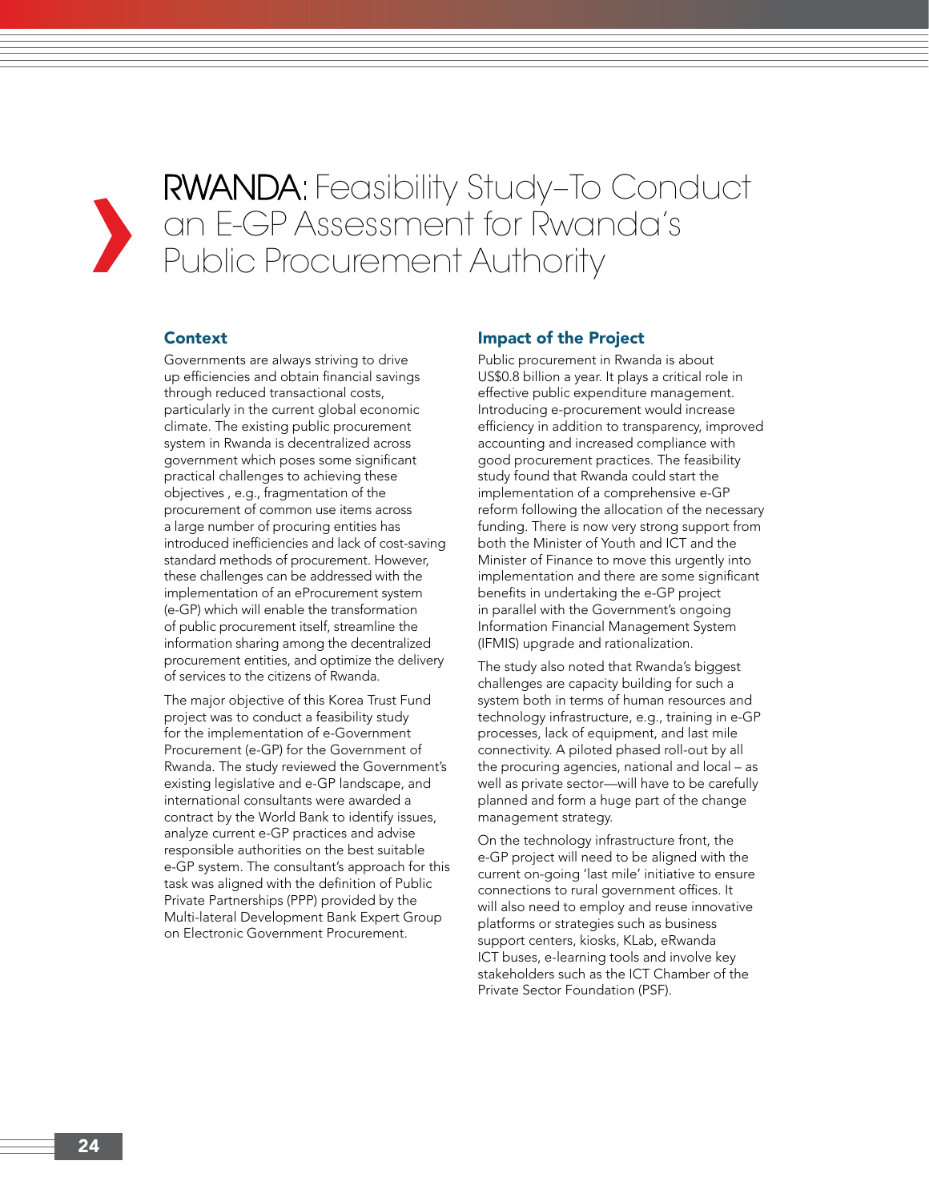# RWANDA: Feasibility Study–To Conduct an E-GP Assessment for Rwanda's Public Procurement Authority

## Context

Governments are always striving to drive up efficiencies and obtain financial savings through reduced transactional costs, particularly in the current global economic climate. The existing public procurement system in Rwanda is decentralized across government which poses some significant practical challenges to achieving these objectives , e.g., fragmentation of the procurement of common use items across a large number of procuring entities has introduced inefficiencies and lack of cost-saving standard methods of procurement. However, these challenges can be addressed with the implementation of an eProcurement system (e-GP) which will enable the transformation of public procurement itself, streamline the information sharing among the decentralized procurement entities, and optimize the delivery of services to the citizens of Rwanda.

The major objective of this Korea Trust Fund project was to conduct a feasibility study for the implementation of e-Government Procurement (e-GP) for the Government of Rwanda. The study reviewed the Government's existing legislative and e-GP landscape, and international consultants were awarded a contract by the World Bank to identify issues, analyze current e-GP practices and advise responsible authorities on the best suitable e-GP system. The consultant's approach for this task was aligned with the definition of Public Private Partnerships (PPP) provided by the Multi-lateral Development Bank Expert Group on Electronic Government Procurement.

## Impact of the Project

Public procurement in Rwanda is about US$0.8 billion a year. It plays a critical role in effective public expenditure management. Introducing e-procurement would increase efficiency in addition to transparency, improved accounting and increased compliance with good procurement practices. The feasibility study found that Rwanda could start the implementation of a comprehensive e-GP reform following the allocation of the necessary funding. There is now very strong support from both the Minister of Youth and ICT and the Minister of Finance to move this urgently into implementation and there are some significant benefits in undertaking the e-GP project in parallel with the Government's ongoing Information Financial Management System (IFMIS) upgrade and rationalization.

The study also noted that Rwanda's biggest challenges are capacity building for such a system both in terms of human resources and technology infrastructure, e.g., training in e-GP processes, lack of equipment, and last mile connectivity. A piloted phased roll-out by all the procuring agencies, national and local – as well as private sector—will have to be carefully planned and form a huge part of the change management strategy.

On the technology infrastructure front, the e-GP project will need to be aligned with the current on-going 'last mile' initiative to ensure connections to rural government offices. It will also need to employ and reuse innovative platforms or strategies such as business support centers, kiosks, KLab, eRwanda ICT buses, e-learning tools and involve key stakeholders such as the ICT Chamber of the Private Sector Foundation (PSF).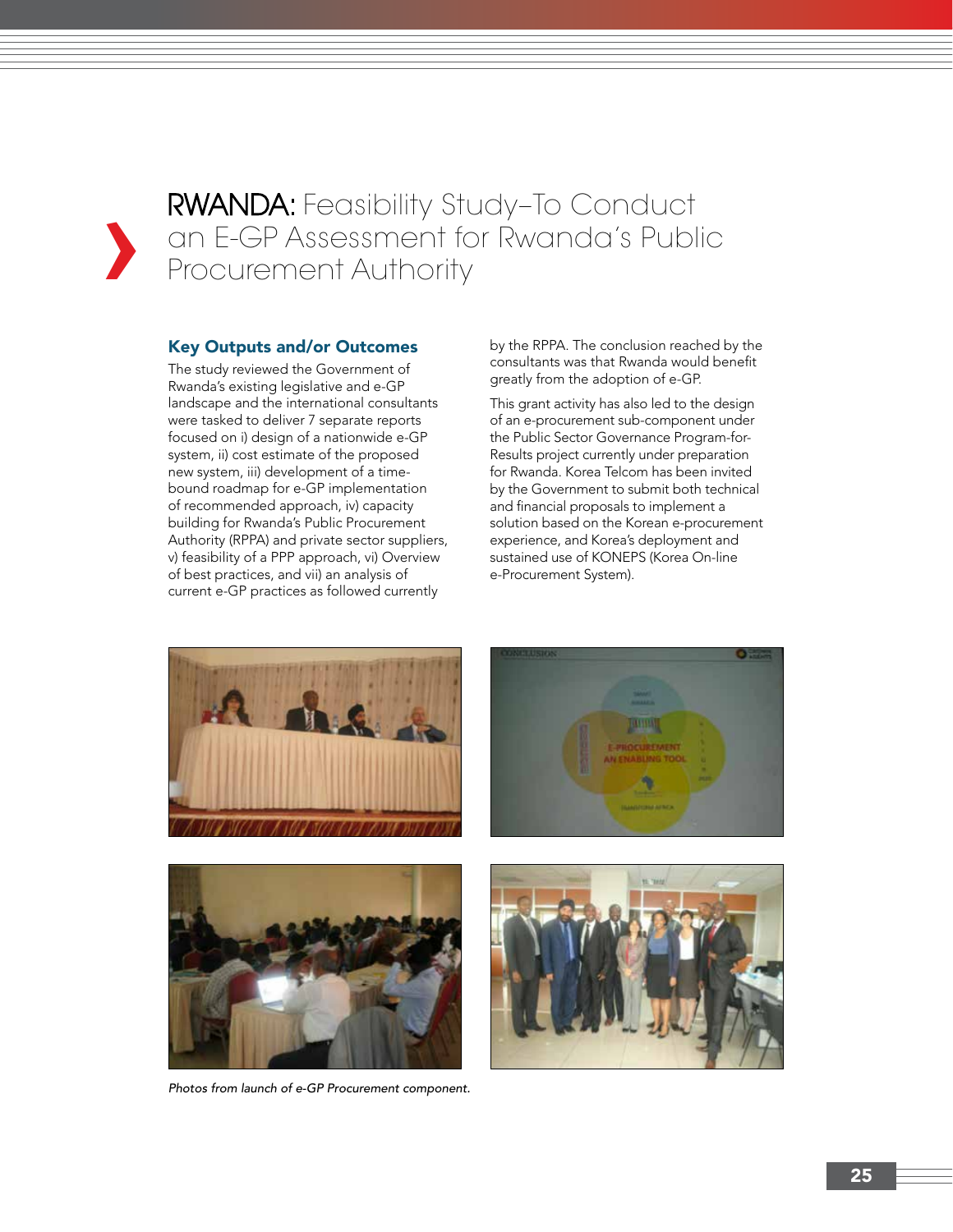# RWANDA: Feasibility Study–To Conduct an E-GP Assessment for Rwanda's Public Procurement Authority

## Key Outputs and/or Outcomes

The study reviewed the Government of Rwanda's existing legislative and e-GP landscape and the international consultants were tasked to deliver 7 separate reports focused on i) design of a nationwide e-GP system, ii) cost estimate of the proposed new system, iii) development of a time-bound roadmap for e-GP implementation of recommended approach, iv) capacity building for Rwanda's Public Procurement Authority (RPPA) and private sector suppliers, v) feasibility of a PPP approach, vi) Overview of best practices, and vii) an analysis of current e-GP practices as followed currently by the RPPA. The conclusion reached by the consultants was that Rwanda would benefit greatly from the adoption of e-GP.

This grant activity has also led to the design of an e-procurement sub-component under the Public Sector Governance Program-for-Results project currently under preparation for Rwanda. Korea Telcom has been invited by the Government to submit both technical and financial proposals to implement a solution based on the Korean e-procurement experience, and Korea's deployment and sustained use of KONEPS (Korea On-line e-Procurement System).

*Photos from launch of e-GP Procurement component.*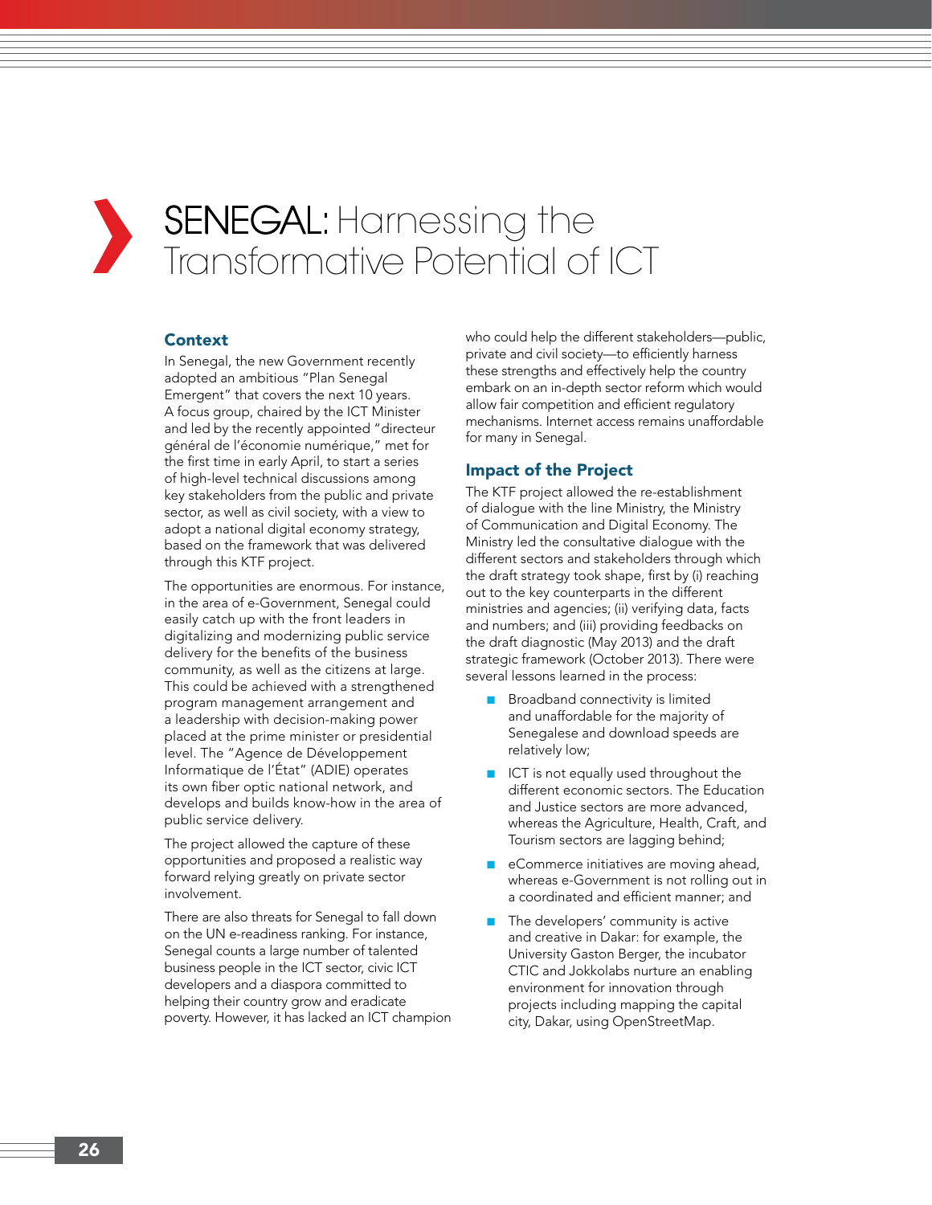# SENEGAL: Harnessing the Transformative Potential of ICT

## Context

In Senegal, the new Government recently adopted an ambitious "Plan Senegal Emergent" that covers the next 10 years. A focus group, chaired by the ICT Minister and led by the recently appointed "directeur général de l'économie numérique," met for the first time in early April, to start a series of high-level technical discussions among key stakeholders from the public and private sector, as well as civil society, with a view to adopt a national digital economy strategy, based on the framework that was delivered through this KTF project.

The opportunities are enormous. For instance, in the area of e-Government, Senegal could easily catch up with the front leaders in digitalizing and modernizing public service delivery for the benefits of the business community, as well as the citizens at large. This could be achieved with a strengthened program management arrangement and a leadership with decision-making power placed at the prime minister or presidential level. The "Agence de Développement Informatique de l'État" (ADIE) operates its own fiber optic national network, and develops and builds know-how in the area of public service delivery.

The project allowed the capture of these opportunities and proposed a realistic way forward relying greatly on private sector involvement.

There are also threats for Senegal to fall down on the UN e-readiness ranking. For instance, Senegal counts a large number of talented business people in the ICT sector, civic ICT developers and a diaspora committed to helping their country grow and eradicate poverty. However, it has lacked an ICT champion who could help the different stakeholders—public, private and civil society—to efficiently harness these strengths and effectively help the country embark on an in-depth sector reform which would allow fair competition and efficient regulatory mechanisms. Internet access remains unaffordable for many in Senegal.

## Impact of the Project

The KTF project allowed the re-establishment of dialogue with the line Ministry, the Ministry of Communication and Digital Economy. The Ministry led the consultative dialogue with the different sectors and stakeholders through which the draft strategy took shape, first by (i) reaching out to the key counterparts in the different ministries and agencies; (ii) verifying data, facts and numbers; and (iii) providing feedbacks on the draft diagnostic (May 2013) and the draft strategic framework (October 2013). There were several lessons learned in the process:

- Broadband connectivity is limited and unaffordable for the majority of Senegalese and download speeds are relatively low;
- ICT is not equally used throughout the different economic sectors. The Education and Justice sectors are more advanced, whereas the Agriculture, Health, Craft, and Tourism sectors are lagging behind;
- eCommerce initiatives are moving ahead, whereas e-Government is not rolling out in a coordinated and efficient manner; and
- The developers' community is active and creative in Dakar: for example, the University Gaston Berger, the incubator CTIC and Jokkolabs nurture an enabling environment for innovation through projects including mapping the capital city, Dakar, using OpenStreetMap.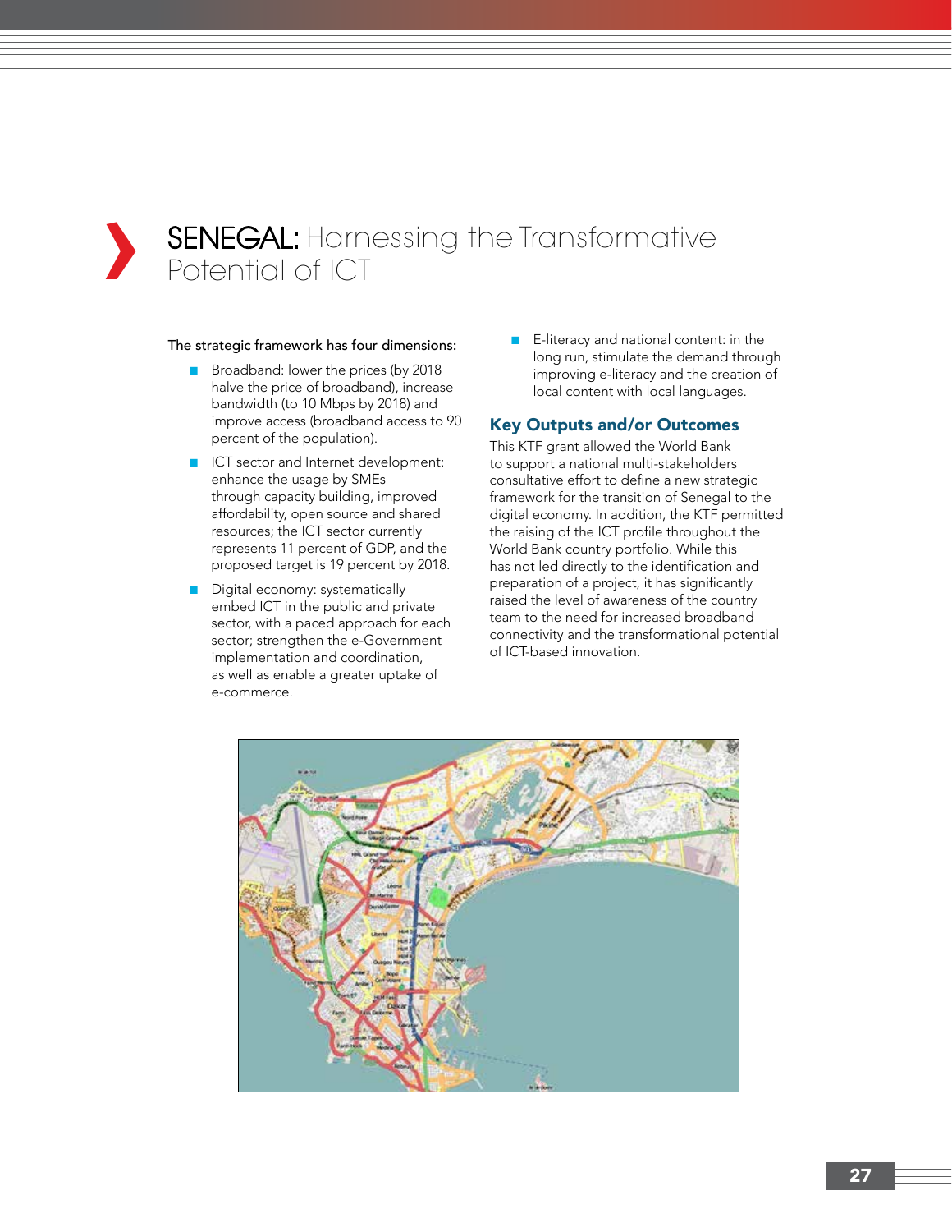# SENEGAL: Harnessing the Transformative Potential of ICT

The strategic framework has four dimensions:

- Broadband: lower the prices (by 2018 halve the price of broadband), increase bandwidth (to 10 Mbps by 2018) and improve access (broadband access to 90 percent of the population).
- ICT sector and Internet development: enhance the usage by SMEs through capacity building, improved affordability, open source and shared resources; the ICT sector currently represents 11 percent of GDP, and the proposed target is 19 percent by 2018.
- Digital economy: systematically embed ICT in the public and private sector, with a paced approach for each sector; strengthen the e-Government implementation and coordination, as well as enable a greater uptake of e-commerce.
- E-literacy and national content: in the long run, stimulate the demand through improving e-literacy and the creation of local content with local languages.

## Key Outputs and/or Outcomes

This KTF grant allowed the World Bank to support a national multi-stakeholders consultative effort to define a new strategic framework for the transition of Senegal to the digital economy. In addition, the KTF permitted the raising of the ICT profile throughout the World Bank country portfolio. While this has not led directly to the identification and preparation of a project, it has significantly raised the level of awareness of the country team to the need for increased broadband connectivity and the transformational potential of ICT-based innovation.